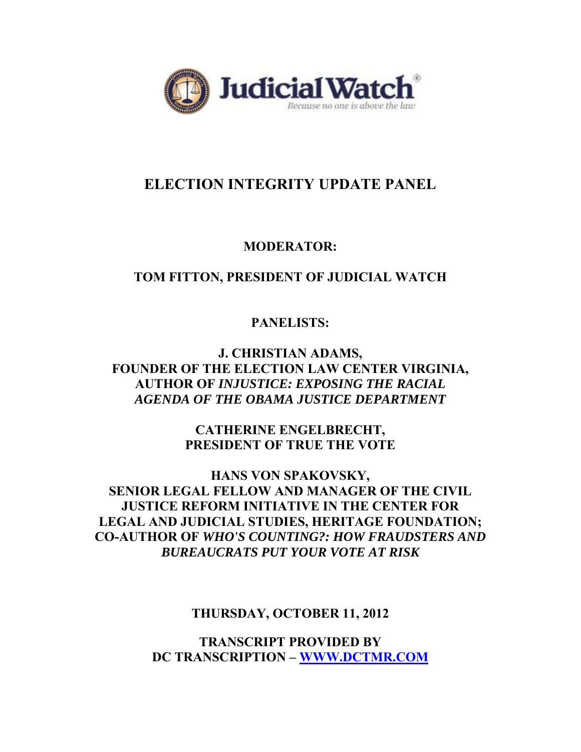Judicial Watch®
*Because no one is above the law*

# ELECTION INTEGRITY UPDATE PANEL

**MODERATOR:**

**TOM FITTON, PRESIDENT OF JUDICIAL WATCH**

**PANELISTS:**

**J. CHRISTIAN ADAMS,**
**FOUNDER OF THE ELECTION LAW CENTER VIRGINIA,**
**AUTHOR OF *INJUSTICE: EXPOSING THE RACIAL AGENDA OF THE OBAMA JUSTICE DEPARTMENT***

**CATHERINE ENGELBRECHT,**
**PRESIDENT OF TRUE THE VOTE**

**HANS VON SPAKOVSKY,**
**SENIOR LEGAL FELLOW AND MANAGER OF THE CIVIL JUSTICE REFORM INITIATIVE IN THE CENTER FOR LEGAL AND JUDICIAL STUDIES, HERITAGE FOUNDATION; CO-AUTHOR OF *WHO'S COUNTING?: HOW FRAUDSTERS AND BUREAUCRATS PUT YOUR VOTE AT RISK***

**THURSDAY, OCTOBER 11, 2012**

**TRANSCRIPT PROVIDED BY**
**DC TRANSCRIPTION – WWW.DCTMR.COM**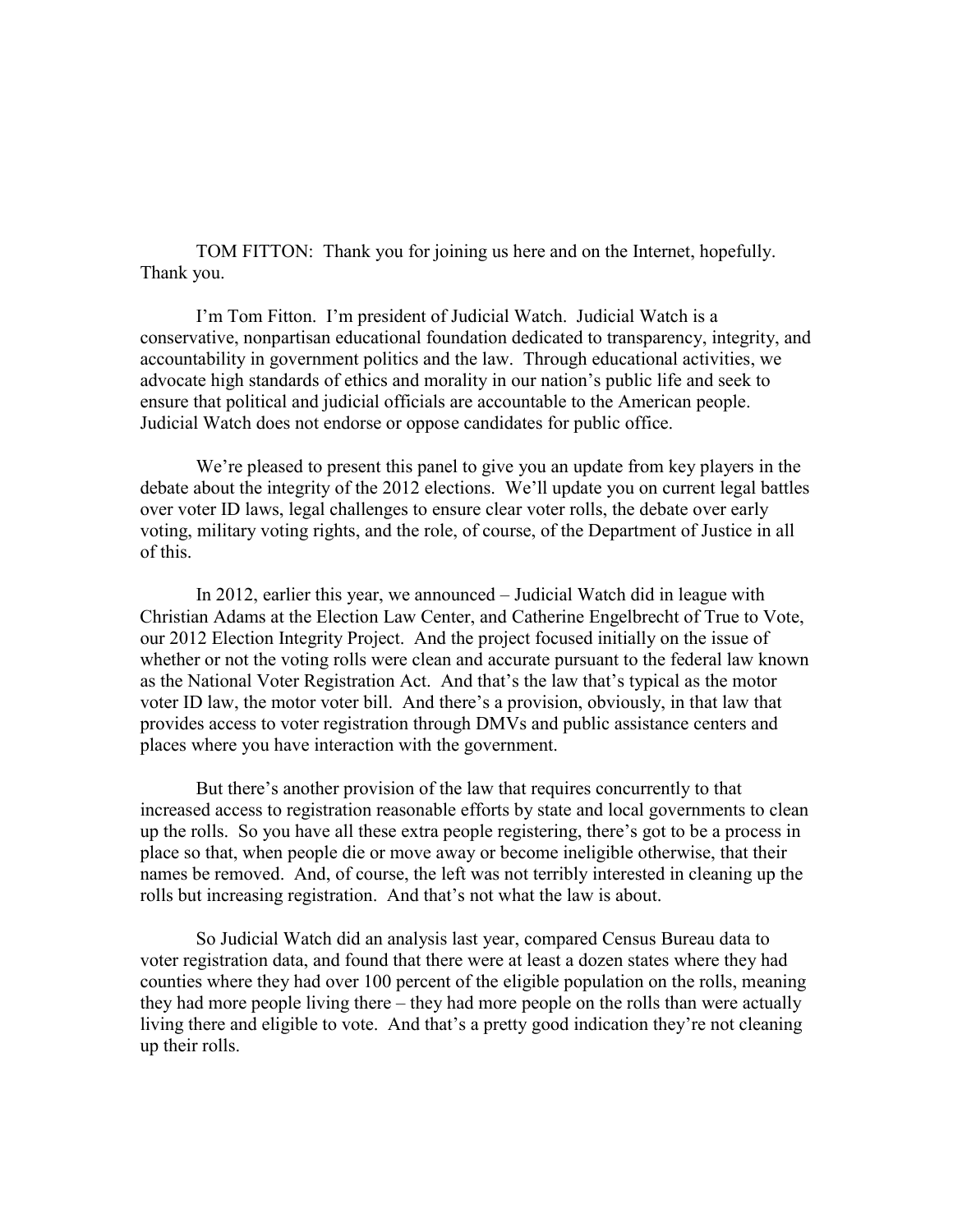TOM FITTON: Thank you for joining us here and on the Internet, hopefully. Thank you.

I'm Tom Fitton. I'm president of Judicial Watch. Judicial Watch is a conservative, nonpartisan educational foundation dedicated to transparency, integrity, and accountability in government politics and the law. Through educational activities, we advocate high standards of ethics and morality in our nation's public life and seek to ensure that political and judicial officials are accountable to the American people. Judicial Watch does not endorse or oppose candidates for public office.

We're pleased to present this panel to give you an update from key players in the debate about the integrity of the 2012 elections. We'll update you on current legal battles over voter ID laws, legal challenges to ensure clear voter rolls, the debate over early voting, military voting rights, and the role, of course, of the Department of Justice in all of this.

In 2012, earlier this year, we announced – Judicial Watch did in league with Christian Adams at the Election Law Center, and Catherine Engelbrecht of True to Vote, our 2012 Election Integrity Project. And the project focused initially on the issue of whether or not the voting rolls were clean and accurate pursuant to the federal law known as the National Voter Registration Act. And that's the law that's typical as the motor voter ID law, the motor voter bill. And there's a provision, obviously, in that law that provides access to voter registration through DMVs and public assistance centers and places where you have interaction with the government.

But there's another provision of the law that requires concurrently to that increased access to registration reasonable efforts by state and local governments to clean up the rolls. So you have all these extra people registering, there's got to be a process in place so that, when people die or move away or become ineligible otherwise, that their names be removed. And, of course, the left was not terribly interested in cleaning up the rolls but increasing registration. And that's not what the law is about.

So Judicial Watch did an analysis last year, compared Census Bureau data to voter registration data, and found that there were at least a dozen states where they had counties where they had over 100 percent of the eligible population on the rolls, meaning they had more people living there – they had more people on the rolls than were actually living there and eligible to vote. And that's a pretty good indication they're not cleaning up their rolls.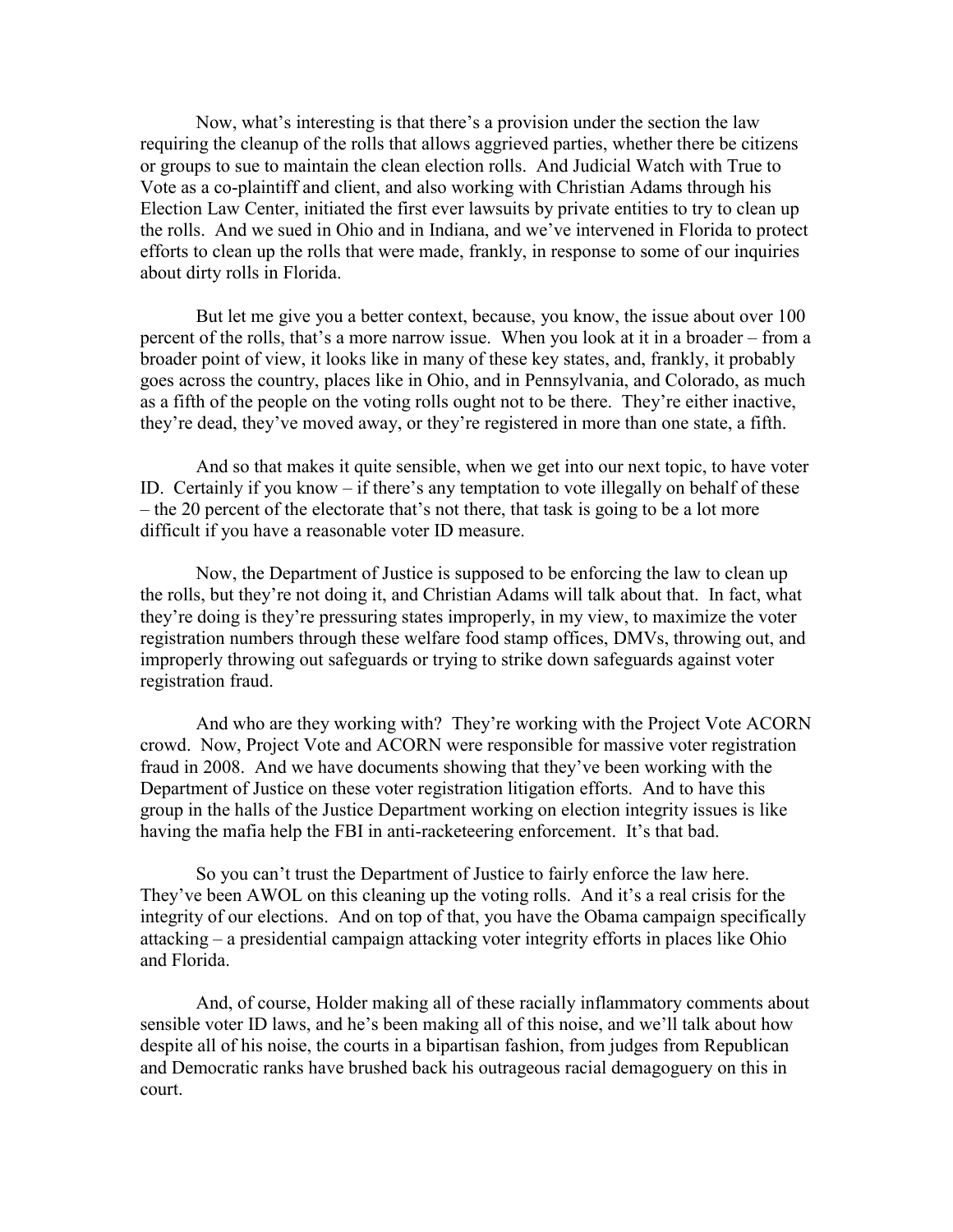Now, what's interesting is that there's a provision under the section the law requiring the cleanup of the rolls that allows aggrieved parties, whether there be citizens or groups to sue to maintain the clean election rolls. And Judicial Watch with True to Vote as a co-plaintiff and client, and also working with Christian Adams through his Election Law Center, initiated the first ever lawsuits by private entities to try to clean up the rolls. And we sued in Ohio and in Indiana, and we've intervened in Florida to protect efforts to clean up the rolls that were made, frankly, in response to some of our inquiries about dirty rolls in Florida.

But let me give you a better context, because, you know, the issue about over 100 percent of the rolls, that's a more narrow issue. When you look at it in a broader – from a broader point of view, it looks like in many of these key states, and, frankly, it probably goes across the country, places like in Ohio, and in Pennsylvania, and Colorado, as much as a fifth of the people on the voting rolls ought not to be there. They're either inactive, they're dead, they've moved away, or they're registered in more than one state, a fifth.

And so that makes it quite sensible, when we get into our next topic, to have voter ID. Certainly if you know – if there's any temptation to vote illegally on behalf of these – the 20 percent of the electorate that's not there, that task is going to be a lot more difficult if you have a reasonable voter ID measure.

Now, the Department of Justice is supposed to be enforcing the law to clean up the rolls, but they're not doing it, and Christian Adams will talk about that. In fact, what they're doing is they're pressuring states improperly, in my view, to maximize the voter registration numbers through these welfare food stamp offices, DMVs, throwing out, and improperly throwing out safeguards or trying to strike down safeguards against voter registration fraud.

And who are they working with? They're working with the Project Vote ACORN crowd. Now, Project Vote and ACORN were responsible for massive voter registration fraud in 2008. And we have documents showing that they've been working with the Department of Justice on these voter registration litigation efforts. And to have this group in the halls of the Justice Department working on election integrity issues is like having the mafia help the FBI in anti-racketeering enforcement. It's that bad.

So you can't trust the Department of Justice to fairly enforce the law here. They've been AWOL on this cleaning up the voting rolls. And it's a real crisis for the integrity of our elections. And on top of that, you have the Obama campaign specifically attacking – a presidential campaign attacking voter integrity efforts in places like Ohio and Florida.

And, of course, Holder making all of these racially inflammatory comments about sensible voter ID laws, and he's been making all of this noise, and we'll talk about how despite all of his noise, the courts in a bipartisan fashion, from judges from Republican and Democratic ranks have brushed back his outrageous racial demagoguery on this in court.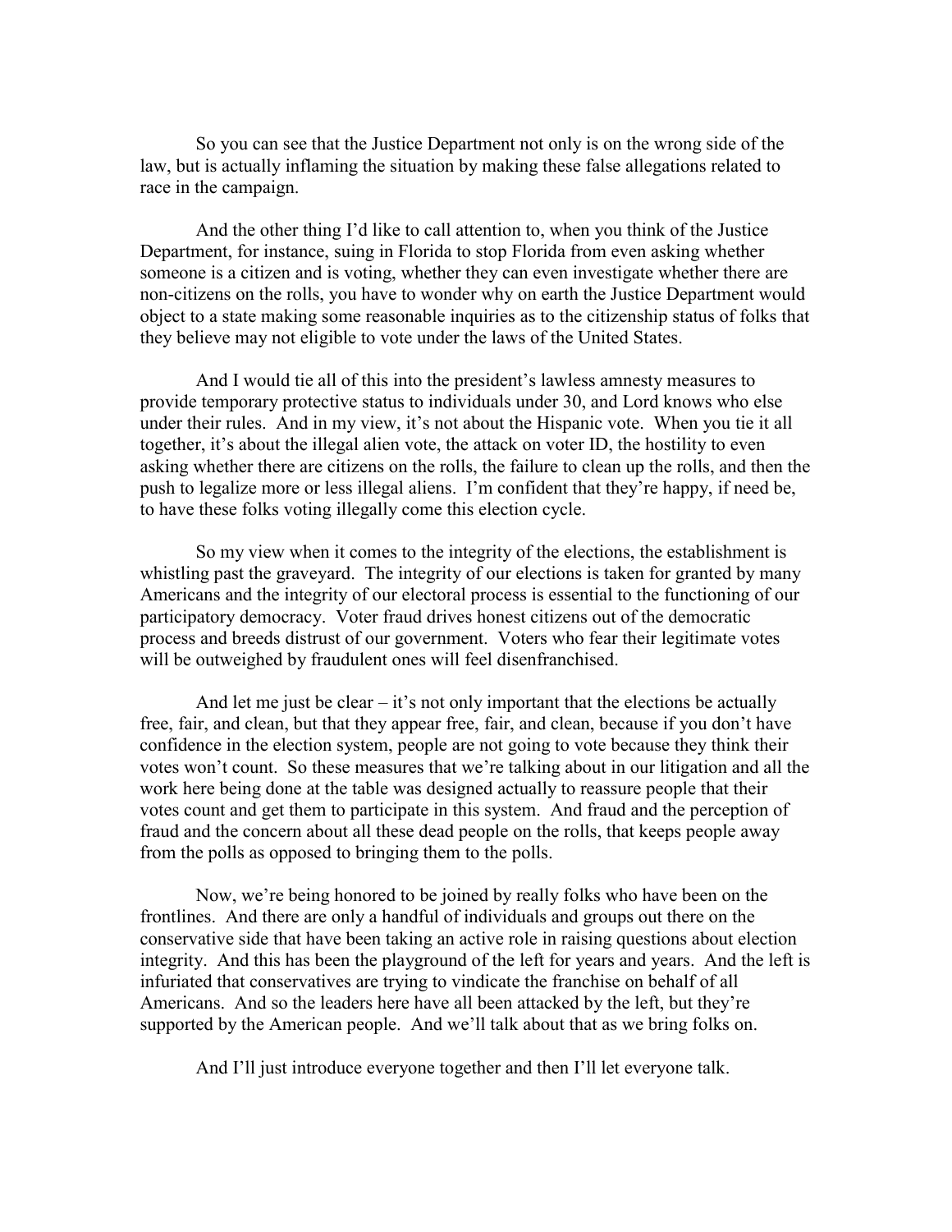So you can see that the Justice Department not only is on the wrong side of the law, but is actually inflaming the situation by making these false allegations related to race in the campaign.

And the other thing I'd like to call attention to, when you think of the Justice Department, for instance, suing in Florida to stop Florida from even asking whether someone is a citizen and is voting, whether they can even investigate whether there are non-citizens on the rolls, you have to wonder why on earth the Justice Department would object to a state making some reasonable inquiries as to the citizenship status of folks that they believe may not eligible to vote under the laws of the United States.

And I would tie all of this into the president's lawless amnesty measures to provide temporary protective status to individuals under 30, and Lord knows who else under their rules. And in my view, it's not about the Hispanic vote. When you tie it all together, it's about the illegal alien vote, the attack on voter ID, the hostility to even asking whether there are citizens on the rolls, the failure to clean up the rolls, and then the push to legalize more or less illegal aliens. I'm confident that they're happy, if need be, to have these folks voting illegally come this election cycle.

So my view when it comes to the integrity of the elections, the establishment is whistling past the graveyard. The integrity of our elections is taken for granted by many Americans and the integrity of our electoral process is essential to the functioning of our participatory democracy. Voter fraud drives honest citizens out of the democratic process and breeds distrust of our government. Voters who fear their legitimate votes will be outweighed by fraudulent ones will feel disenfranchised.

And let me just be clear – it's not only important that the elections be actually free, fair, and clean, but that they appear free, fair, and clean, because if you don't have confidence in the election system, people are not going to vote because they think their votes won't count. So these measures that we're talking about in our litigation and all the work here being done at the table was designed actually to reassure people that their votes count and get them to participate in this system. And fraud and the perception of fraud and the concern about all these dead people on the rolls, that keeps people away from the polls as opposed to bringing them to the polls.

Now, we're being honored to be joined by really folks who have been on the frontlines. And there are only a handful of individuals and groups out there on the conservative side that have been taking an active role in raising questions about election integrity. And this has been the playground of the left for years and years. And the left is infuriated that conservatives are trying to vindicate the franchise on behalf of all Americans. And so the leaders here have all been attacked by the left, but they're supported by the American people. And we'll talk about that as we bring folks on.

And I'll just introduce everyone together and then I'll let everyone talk.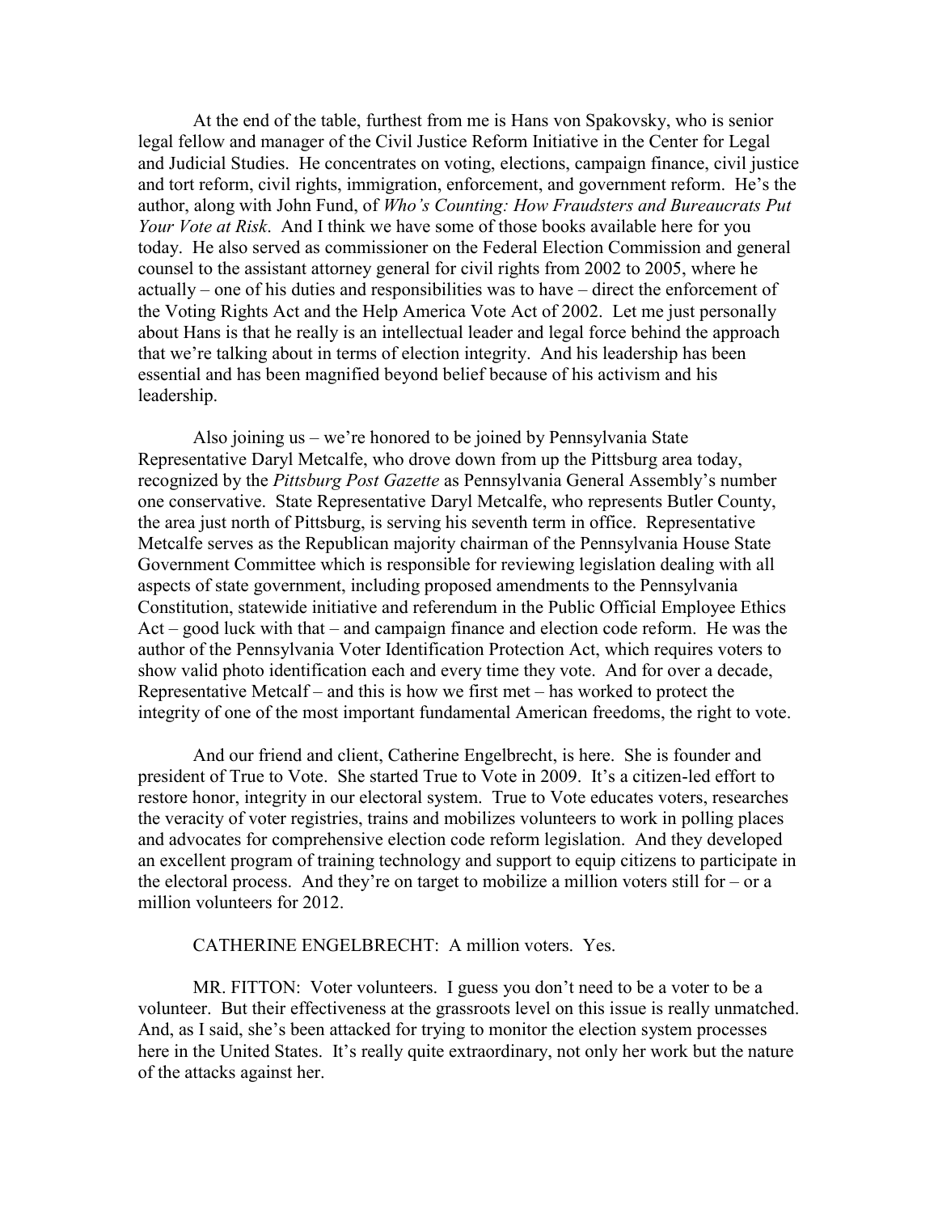At the end of the table, furthest from me is Hans von Spakovsky, who is senior legal fellow and manager of the Civil Justice Reform Initiative in the Center for Legal and Judicial Studies. He concentrates on voting, elections, campaign finance, civil justice and tort reform, civil rights, immigration, enforcement, and government reform. He's the author, along with John Fund, of *Who's Counting: How Fraudsters and Bureaucrats Put Your Vote at Risk*. And I think we have some of those books available here for you today. He also served as commissioner on the Federal Election Commission and general counsel to the assistant attorney general for civil rights from 2002 to 2005, where he actually – one of his duties and responsibilities was to have – direct the enforcement of the Voting Rights Act and the Help America Vote Act of 2002. Let me just personally about Hans is that he really is an intellectual leader and legal force behind the approach that we're talking about in terms of election integrity. And his leadership has been essential and has been magnified beyond belief because of his activism and his leadership.

Also joining us – we're honored to be joined by Pennsylvania State Representative Daryl Metcalfe, who drove down from up the Pittsburg area today, recognized by the *Pittsburg Post Gazette* as Pennsylvania General Assembly's number one conservative. State Representative Daryl Metcalfe, who represents Butler County, the area just north of Pittsburg, is serving his seventh term in office. Representative Metcalfe serves as the Republican majority chairman of the Pennsylvania House State Government Committee which is responsible for reviewing legislation dealing with all aspects of state government, including proposed amendments to the Pennsylvania Constitution, statewide initiative and referendum in the Public Official Employee Ethics Act – good luck with that – and campaign finance and election code reform. He was the author of the Pennsylvania Voter Identification Protection Act, which requires voters to show valid photo identification each and every time they vote. And for over a decade, Representative Metcalf – and this is how we first met – has worked to protect the integrity of one of the most important fundamental American freedoms, the right to vote.

And our friend and client, Catherine Engelbrecht, is here. She is founder and president of True to Vote. She started True to Vote in 2009. It's a citizen-led effort to restore honor, integrity in our electoral system. True to Vote educates voters, researches the veracity of voter registries, trains and mobilizes volunteers to work in polling places and advocates for comprehensive election code reform legislation. And they developed an excellent program of training technology and support to equip citizens to participate in the electoral process. And they're on target to mobilize a million voters still for – or a million volunteers for 2012.

CATHERINE ENGELBRECHT: A million voters. Yes.

MR. FITTON: Voter volunteers. I guess you don't need to be a voter to be a volunteer. But their effectiveness at the grassroots level on this issue is really unmatched. And, as I said, she's been attacked for trying to monitor the election system processes here in the United States. It's really quite extraordinary, not only her work but the nature of the attacks against her.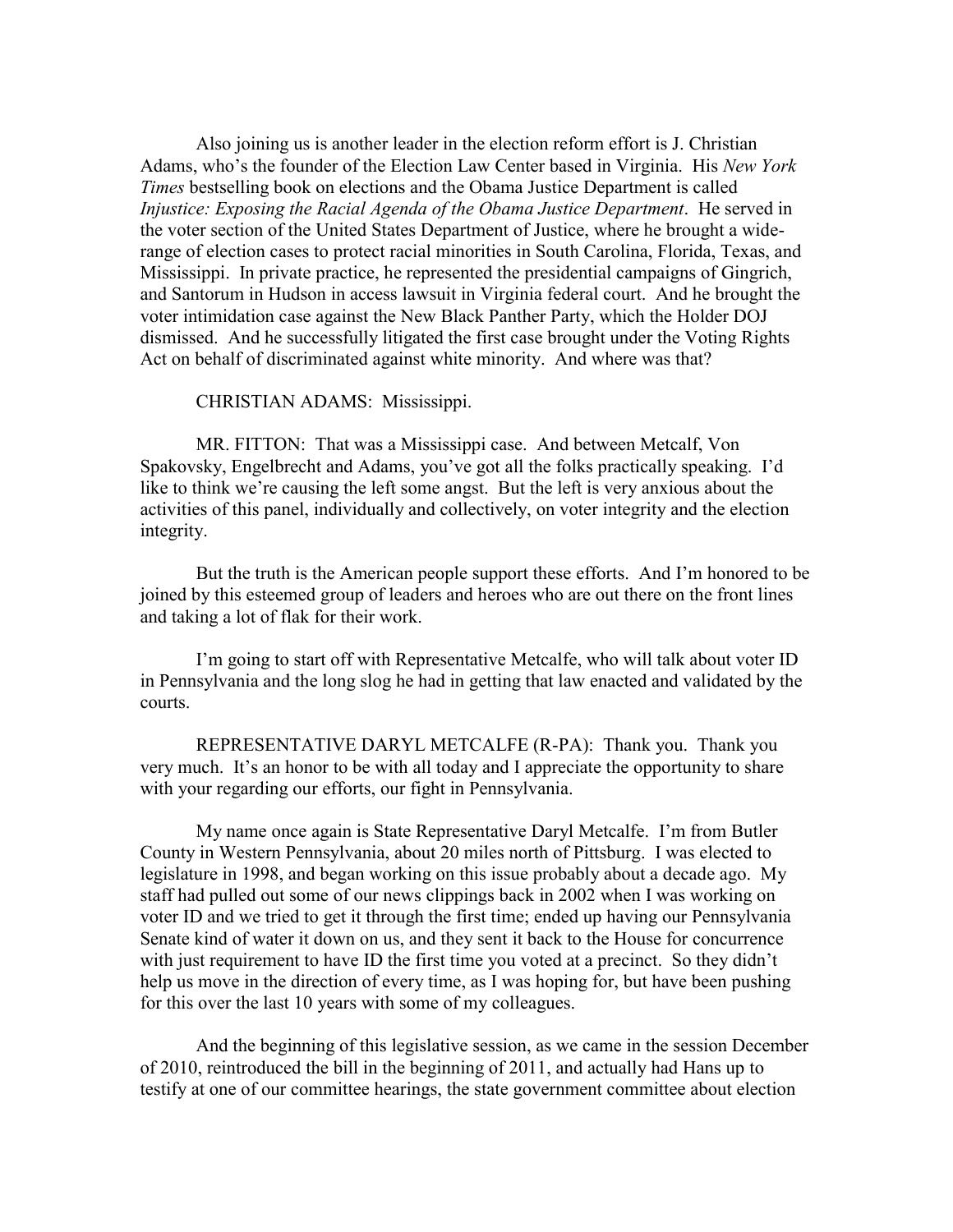Also joining us is another leader in the election reform effort is J. Christian Adams, who's the founder of the Election Law Center based in Virginia. His *New York Times* bestselling book on elections and the Obama Justice Department is called *Injustice: Exposing the Racial Agenda of the Obama Justice Department*. He served in the voter section of the United States Department of Justice, where he brought a wide-range of election cases to protect racial minorities in South Carolina, Florida, Texas, and Mississippi. In private practice, he represented the presidential campaigns of Gingrich, and Santorum in Hudson in access lawsuit in Virginia federal court. And he brought the voter intimidation case against the New Black Panther Party, which the Holder DOJ dismissed. And he successfully litigated the first case brought under the Voting Rights Act on behalf of discriminated against white minority. And where was that?

CHRISTIAN ADAMS: Mississippi.

MR. FITTON: That was a Mississippi case. And between Metcalf, Von Spakovsky, Engelbrecht and Adams, you've got all the folks practically speaking. I'd like to think we're causing the left some angst. But the left is very anxious about the activities of this panel, individually and collectively, on voter integrity and the election integrity.

But the truth is the American people support these efforts. And I'm honored to be joined by this esteemed group of leaders and heroes who are out there on the front lines and taking a lot of flak for their work.

I'm going to start off with Representative Metcalfe, who will talk about voter ID in Pennsylvania and the long slog he had in getting that law enacted and validated by the courts.

REPRESENTATIVE DARYL METCALFE (R-PA): Thank you. Thank you very much. It's an honor to be with all today and I appreciate the opportunity to share with your regarding our efforts, our fight in Pennsylvania.

My name once again is State Representative Daryl Metcalfe. I'm from Butler County in Western Pennsylvania, about 20 miles north of Pittsburg. I was elected to legislature in 1998, and began working on this issue probably about a decade ago. My staff had pulled out some of our news clippings back in 2002 when I was working on voter ID and we tried to get it through the first time; ended up having our Pennsylvania Senate kind of water it down on us, and they sent it back to the House for concurrence with just requirement to have ID the first time you voted at a precinct. So they didn't help us move in the direction of every time, as I was hoping for, but have been pushing for this over the last 10 years with some of my colleagues.

And the beginning of this legislative session, as we came in the session December of 2010, reintroduced the bill in the beginning of 2011, and actually had Hans up to testify at one of our committee hearings, the state government committee about election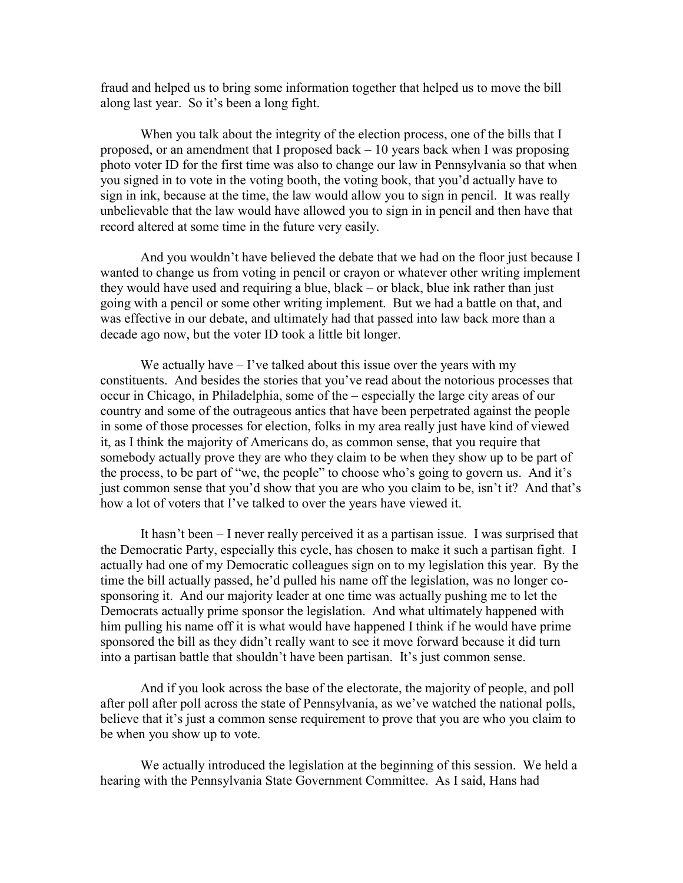fraud and helped us to bring some information together that helped us to move the bill along last year. So it's been a long fight.

When you talk about the integrity of the election process, one of the bills that I proposed, or an amendment that I proposed back – 10 years back when I was proposing photo voter ID for the first time was also to change our law in Pennsylvania so that when you signed in to vote in the voting booth, the voting book, that you'd actually have to sign in ink, because at the time, the law would allow you to sign in pencil. It was really unbelievable that the law would have allowed you to sign in in pencil and then have that record altered at some time in the future very easily.

And you wouldn't have believed the debate that we had on the floor just because I wanted to change us from voting in pencil or crayon or whatever other writing implement they would have used and requiring a blue, black – or black, blue ink rather than just going with a pencil or some other writing implement. But we had a battle on that, and was effective in our debate, and ultimately had that passed into law back more than a decade ago now, but the voter ID took a little bit longer.

We actually have – I've talked about this issue over the years with my constituents. And besides the stories that you've read about the notorious processes that occur in Chicago, in Philadelphia, some of the – especially the large city areas of our country and some of the outrageous antics that have been perpetrated against the people in some of those processes for election, folks in my area really just have kind of viewed it, as I think the majority of Americans do, as common sense, that you require that somebody actually prove they are who they claim to be when they show up to be part of the process, to be part of "we, the people" to choose who's going to govern us. And it's just common sense that you'd show that you are who you claim to be, isn't it? And that's how a lot of voters that I've talked to over the years have viewed it.

It hasn't been – I never really perceived it as a partisan issue. I was surprised that the Democratic Party, especially this cycle, has chosen to make it such a partisan fight. I actually had one of my Democratic colleagues sign on to my legislation this year. By the time the bill actually passed, he'd pulled his name off the legislation, was no longer co-sponsoring it. And our majority leader at one time was actually pushing me to let the Democrats actually prime sponsor the legislation. And what ultimately happened with him pulling his name off it is what would have happened I think if he would have prime sponsored the bill as they didn't really want to see it move forward because it did turn into a partisan battle that shouldn't have been partisan. It's just common sense.

And if you look across the base of the electorate, the majority of people, and poll after poll after poll across the state of Pennsylvania, as we've watched the national polls, believe that it's just a common sense requirement to prove that you are who you claim to be when you show up to vote.

We actually introduced the legislation at the beginning of this session. We held a hearing with the Pennsylvania State Government Committee. As I said, Hans had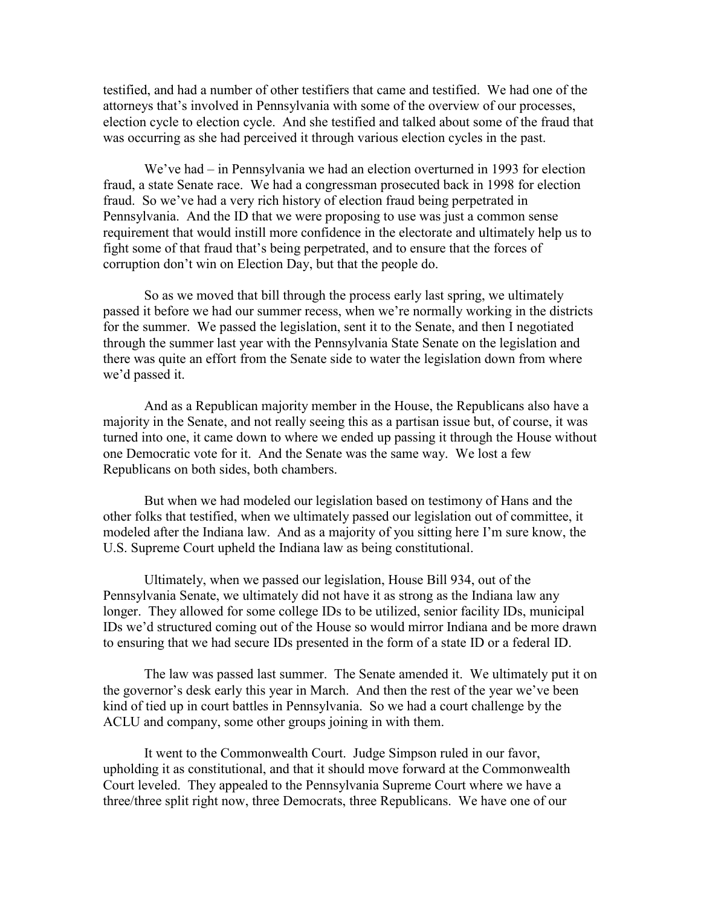testified, and had a number of other testifiers that came and testified. We had one of the attorneys that's involved in Pennsylvania with some of the overview of our processes, election cycle to election cycle. And she testified and talked about some of the fraud that was occurring as she had perceived it through various election cycles in the past.

We've had – in Pennsylvania we had an election overturned in 1993 for election fraud, a state Senate race. We had a congressman prosecuted back in 1998 for election fraud. So we've had a very rich history of election fraud being perpetrated in Pennsylvania. And the ID that we were proposing to use was just a common sense requirement that would instill more confidence in the electorate and ultimately help us to fight some of that fraud that's being perpetrated, and to ensure that the forces of corruption don't win on Election Day, but that the people do.

So as we moved that bill through the process early last spring, we ultimately passed it before we had our summer recess, when we're normally working in the districts for the summer. We passed the legislation, sent it to the Senate, and then I negotiated through the summer last year with the Pennsylvania State Senate on the legislation and there was quite an effort from the Senate side to water the legislation down from where we'd passed it.

And as a Republican majority member in the House, the Republicans also have a majority in the Senate, and not really seeing this as a partisan issue but, of course, it was turned into one, it came down to where we ended up passing it through the House without one Democratic vote for it. And the Senate was the same way. We lost a few Republicans on both sides, both chambers.

But when we had modeled our legislation based on testimony of Hans and the other folks that testified, when we ultimately passed our legislation out of committee, it modeled after the Indiana law. And as a majority of you sitting here I'm sure know, the U.S. Supreme Court upheld the Indiana law as being constitutional.

Ultimately, when we passed our legislation, House Bill 934, out of the Pennsylvania Senate, we ultimately did not have it as strong as the Indiana law any longer. They allowed for some college IDs to be utilized, senior facility IDs, municipal IDs we'd structured coming out of the House so would mirror Indiana and be more drawn to ensuring that we had secure IDs presented in the form of a state ID or a federal ID.

The law was passed last summer. The Senate amended it. We ultimately put it on the governor's desk early this year in March. And then the rest of the year we've been kind of tied up in court battles in Pennsylvania. So we had a court challenge by the ACLU and company, some other groups joining in with them.

It went to the Commonwealth Court. Judge Simpson ruled in our favor, upholding it as constitutional, and that it should move forward at the Commonwealth Court leveled. They appealed to the Pennsylvania Supreme Court where we have a three/three split right now, three Democrats, three Republicans. We have one of our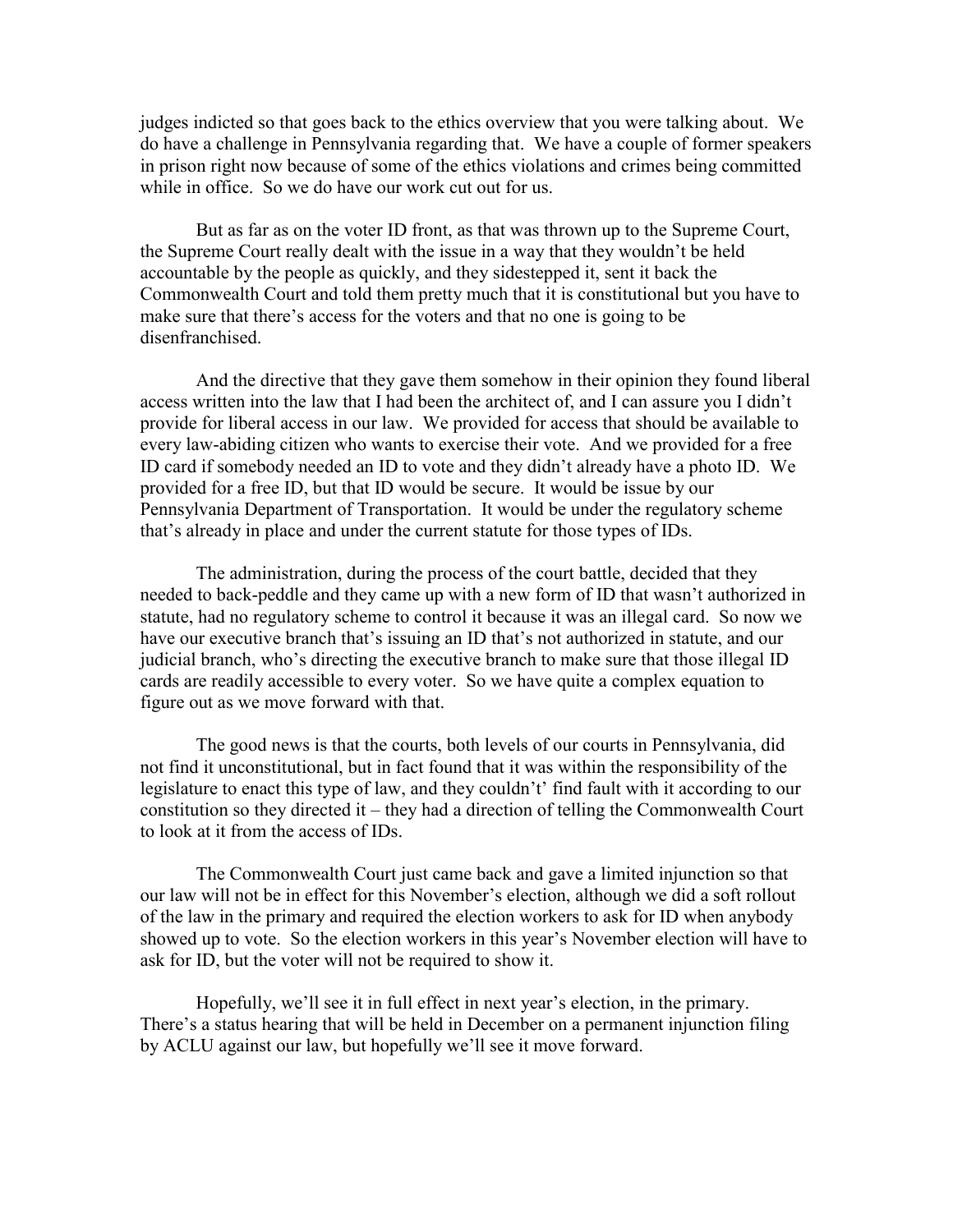judges indicted so that goes back to the ethics overview that you were talking about. We do have a challenge in Pennsylvania regarding that. We have a couple of former speakers in prison right now because of some of the ethics violations and crimes being committed while in office. So we do have our work cut out for us.

But as far as on the voter ID front, as that was thrown up to the Supreme Court, the Supreme Court really dealt with the issue in a way that they wouldn't be held accountable by the people as quickly, and they sidestepped it, sent it back the Commonwealth Court and told them pretty much that it is constitutional but you have to make sure that there's access for the voters and that no one is going to be disenfranchised.

And the directive that they gave them somehow in their opinion they found liberal access written into the law that I had been the architect of, and I can assure you I didn't provide for liberal access in our law. We provided for access that should be available to every law-abiding citizen who wants to exercise their vote. And we provided for a free ID card if somebody needed an ID to vote and they didn't already have a photo ID. We provided for a free ID, but that ID would be secure. It would be issue by our Pennsylvania Department of Transportation. It would be under the regulatory scheme that's already in place and under the current statute for those types of IDs.

The administration, during the process of the court battle, decided that they needed to back-peddle and they came up with a new form of ID that wasn't authorized in statute, had no regulatory scheme to control it because it was an illegal card. So now we have our executive branch that's issuing an ID that's not authorized in statute, and our judicial branch, who's directing the executive branch to make sure that those illegal ID cards are readily accessible to every voter. So we have quite a complex equation to figure out as we move forward with that.

The good news is that the courts, both levels of our courts in Pennsylvania, did not find it unconstitutional, but in fact found that it was within the responsibility of the legislature to enact this type of law, and they couldn't' find fault with it according to our constitution so they directed it – they had a direction of telling the Commonwealth Court to look at it from the access of IDs.

The Commonwealth Court just came back and gave a limited injunction so that our law will not be in effect for this November's election, although we did a soft rollout of the law in the primary and required the election workers to ask for ID when anybody showed up to vote. So the election workers in this year's November election will have to ask for ID, but the voter will not be required to show it.

Hopefully, we'll see it in full effect in next year's election, in the primary. There's a status hearing that will be held in December on a permanent injunction filing by ACLU against our law, but hopefully we'll see it move forward.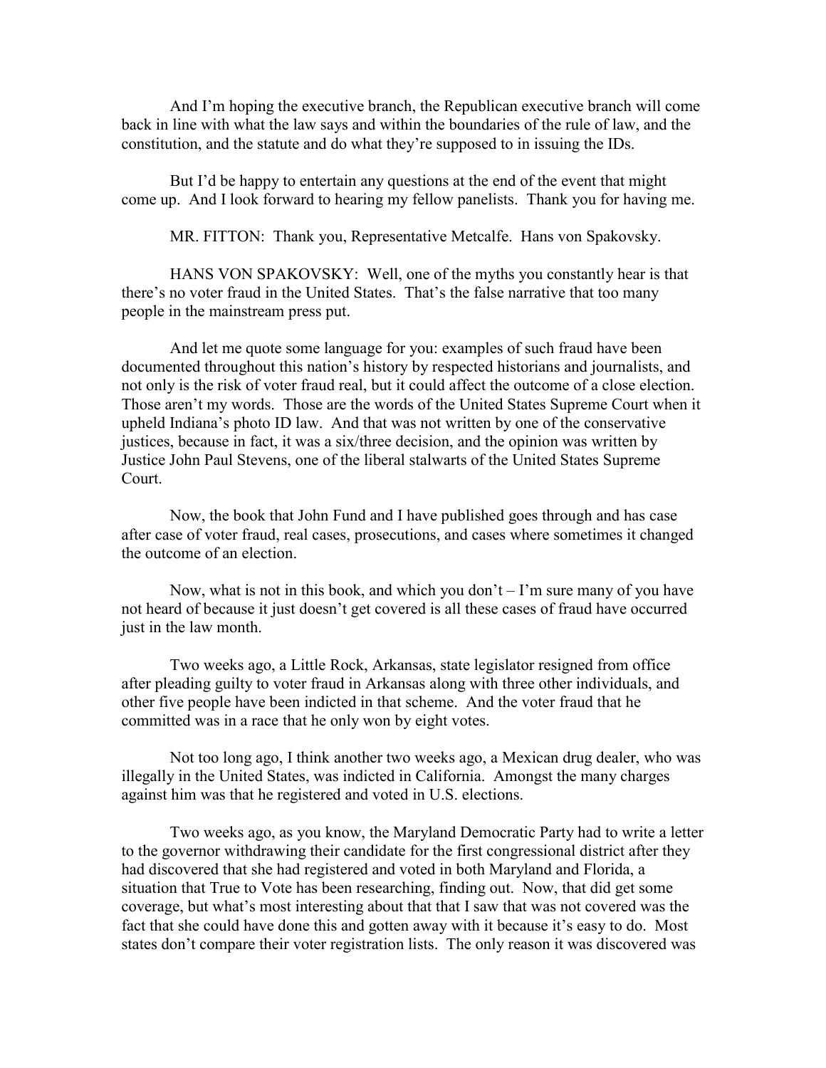And I'm hoping the executive branch, the Republican executive branch will come back in line with what the law says and within the boundaries of the rule of law, and the constitution, and the statute and do what they're supposed to in issuing the IDs.

But I'd be happy to entertain any questions at the end of the event that might come up. And I look forward to hearing my fellow panelists. Thank you for having me.

MR. FITTON: Thank you, Representative Metcalfe. Hans von Spakovsky.

HANS VON SPAKOVSKY: Well, one of the myths you constantly hear is that there's no voter fraud in the United States. That's the false narrative that too many people in the mainstream press put.

And let me quote some language for you: examples of such fraud have been documented throughout this nation's history by respected historians and journalists, and not only is the risk of voter fraud real, but it could affect the outcome of a close election. Those aren't my words. Those are the words of the United States Supreme Court when it upheld Indiana's photo ID law. And that was not written by one of the conservative justices, because in fact, it was a six/three decision, and the opinion was written by Justice John Paul Stevens, one of the liberal stalwarts of the United States Supreme Court.

Now, the book that John Fund and I have published goes through and has case after case of voter fraud, real cases, prosecutions, and cases where sometimes it changed the outcome of an election.

Now, what is not in this book, and which you don't – I'm sure many of you have not heard of because it just doesn't get covered is all these cases of fraud have occurred just in the law month.

Two weeks ago, a Little Rock, Arkansas, state legislator resigned from office after pleading guilty to voter fraud in Arkansas along with three other individuals, and other five people have been indicted in that scheme. And the voter fraud that he committed was in a race that he only won by eight votes.

Not too long ago, I think another two weeks ago, a Mexican drug dealer, who was illegally in the United States, was indicted in California. Amongst the many charges against him was that he registered and voted in U.S. elections.

Two weeks ago, as you know, the Maryland Democratic Party had to write a letter to the governor withdrawing their candidate for the first congressional district after they had discovered that she had registered and voted in both Maryland and Florida, a situation that True to Vote has been researching, finding out. Now, that did get some coverage, but what's most interesting about that that I saw that was not covered was the fact that she could have done this and gotten away with it because it's easy to do. Most states don't compare their voter registration lists. The only reason it was discovered was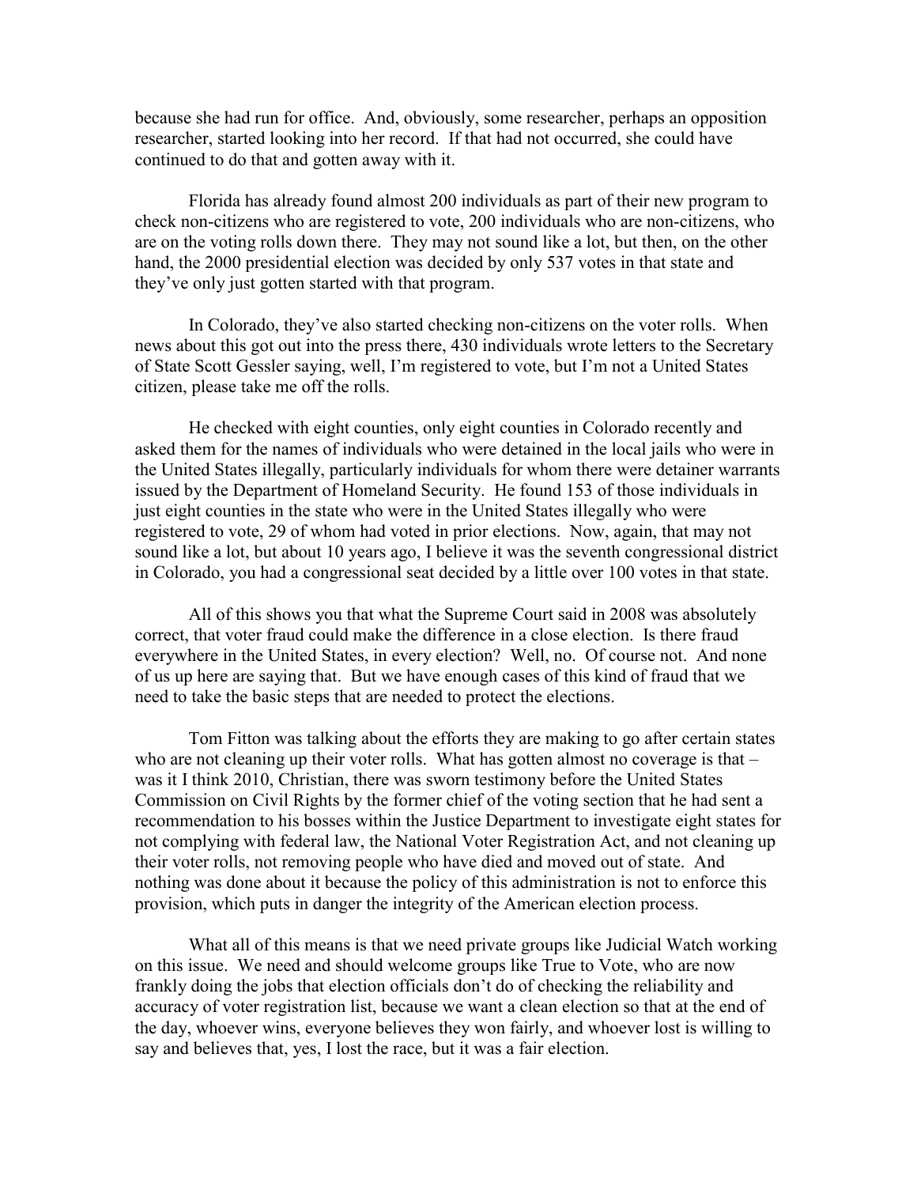because she had run for office. And, obviously, some researcher, perhaps an opposition researcher, started looking into her record. If that had not occurred, she could have continued to do that and gotten away with it.

Florida has already found almost 200 individuals as part of their new program to check non-citizens who are registered to vote, 200 individuals who are non-citizens, who are on the voting rolls down there. They may not sound like a lot, but then, on the other hand, the 2000 presidential election was decided by only 537 votes in that state and they've only just gotten started with that program.

In Colorado, they've also started checking non-citizens on the voter rolls. When news about this got out into the press there, 430 individuals wrote letters to the Secretary of State Scott Gessler saying, well, I'm registered to vote, but I'm not a United States citizen, please take me off the rolls.

He checked with eight counties, only eight counties in Colorado recently and asked them for the names of individuals who were detained in the local jails who were in the United States illegally, particularly individuals for whom there were detainer warrants issued by the Department of Homeland Security. He found 153 of those individuals in just eight counties in the state who were in the United States illegally who were registered to vote, 29 of whom had voted in prior elections. Now, again, that may not sound like a lot, but about 10 years ago, I believe it was the seventh congressional district in Colorado, you had a congressional seat decided by a little over 100 votes in that state.

All of this shows you that what the Supreme Court said in 2008 was absolutely correct, that voter fraud could make the difference in a close election. Is there fraud everywhere in the United States, in every election? Well, no. Of course not. And none of us up here are saying that. But we have enough cases of this kind of fraud that we need to take the basic steps that are needed to protect the elections.

Tom Fitton was talking about the efforts they are making to go after certain states who are not cleaning up their voter rolls. What has gotten almost no coverage is that – was it I think 2010, Christian, there was sworn testimony before the United States Commission on Civil Rights by the former chief of the voting section that he had sent a recommendation to his bosses within the Justice Department to investigate eight states for not complying with federal law, the National Voter Registration Act, and not cleaning up their voter rolls, not removing people who have died and moved out of state. And nothing was done about it because the policy of this administration is not to enforce this provision, which puts in danger the integrity of the American election process.

What all of this means is that we need private groups like Judicial Watch working on this issue. We need and should welcome groups like True to Vote, who are now frankly doing the jobs that election officials don't do of checking the reliability and accuracy of voter registration list, because we want a clean election so that at the end of the day, whoever wins, everyone believes they won fairly, and whoever lost is willing to say and believes that, yes, I lost the race, but it was a fair election.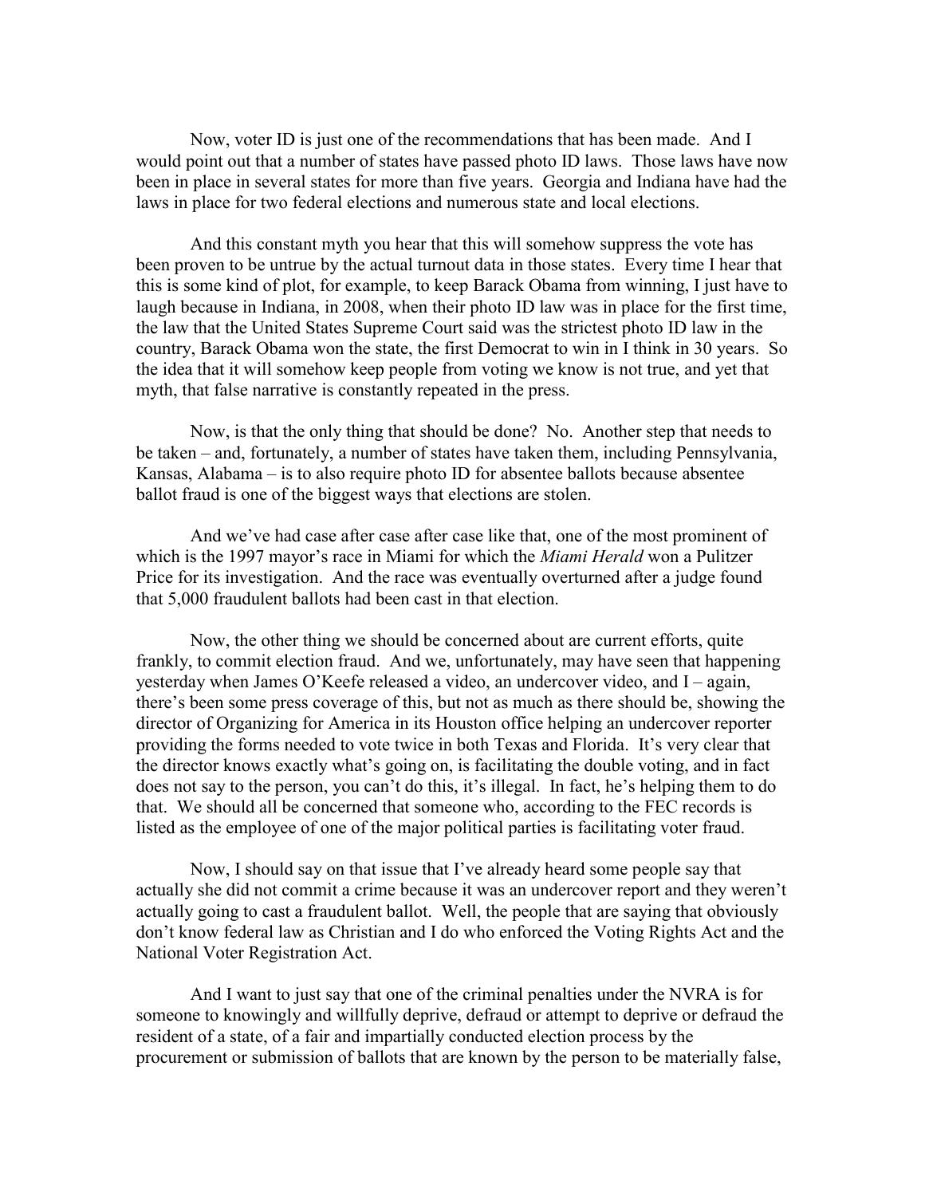Now, voter ID is just one of the recommendations that has been made. And I would point out that a number of states have passed photo ID laws. Those laws have now been in place in several states for more than five years. Georgia and Indiana have had the laws in place for two federal elections and numerous state and local elections.

And this constant myth you hear that this will somehow suppress the vote has been proven to be untrue by the actual turnout data in those states. Every time I hear that this is some kind of plot, for example, to keep Barack Obama from winning, I just have to laugh because in Indiana, in 2008, when their photo ID law was in place for the first time, the law that the United States Supreme Court said was the strictest photo ID law in the country, Barack Obama won the state, the first Democrat to win in I think in 30 years. So the idea that it will somehow keep people from voting we know is not true, and yet that myth, that false narrative is constantly repeated in the press.

Now, is that the only thing that should be done? No. Another step that needs to be taken – and, fortunately, a number of states have taken them, including Pennsylvania, Kansas, Alabama – is to also require photo ID for absentee ballots because absentee ballot fraud is one of the biggest ways that elections are stolen.

And we've had case after case after case like that, one of the most prominent of which is the 1997 mayor's race in Miami for which the *Miami Herald* won a Pulitzer Price for its investigation. And the race was eventually overturned after a judge found that 5,000 fraudulent ballots had been cast in that election.

Now, the other thing we should be concerned about are current efforts, quite frankly, to commit election fraud. And we, unfortunately, may have seen that happening yesterday when James O'Keefe released a video, an undercover video, and I – again, there's been some press coverage of this, but not as much as there should be, showing the director of Organizing for America in its Houston office helping an undercover reporter providing the forms needed to vote twice in both Texas and Florida. It's very clear that the director knows exactly what's going on, is facilitating the double voting, and in fact does not say to the person, you can't do this, it's illegal. In fact, he's helping them to do that. We should all be concerned that someone who, according to the FEC records is listed as the employee of one of the major political parties is facilitating voter fraud.

Now, I should say on that issue that I've already heard some people say that actually she did not commit a crime because it was an undercover report and they weren't actually going to cast a fraudulent ballot. Well, the people that are saying that obviously don't know federal law as Christian and I do who enforced the Voting Rights Act and the National Voter Registration Act.

And I want to just say that one of the criminal penalties under the NVRA is for someone to knowingly and willfully deprive, defraud or attempt to deprive or defraud the resident of a state, of a fair and impartially conducted election process by the procurement or submission of ballots that are known by the person to be materially false,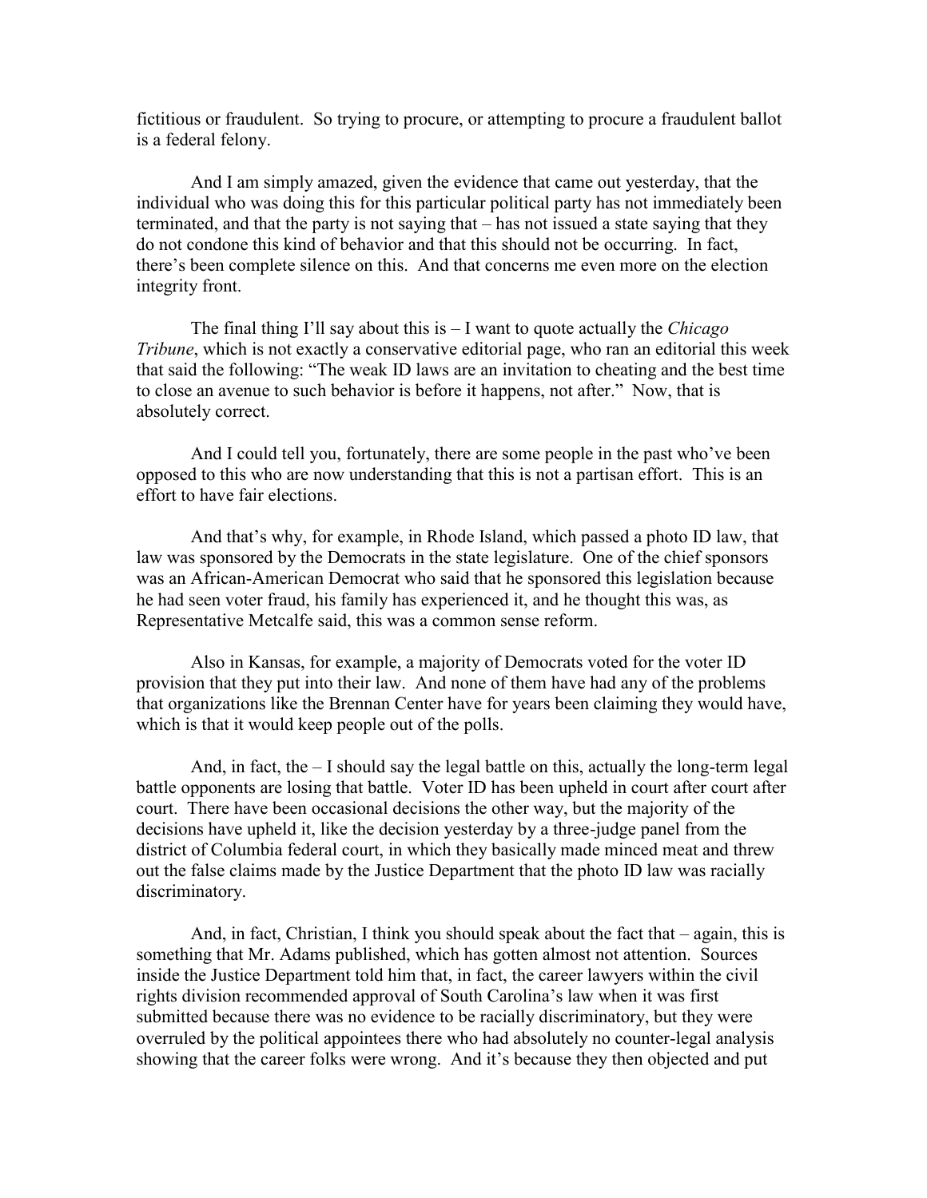fictitious or fraudulent. So trying to procure, or attempting to procure a fraudulent ballot is a federal felony.

And I am simply amazed, given the evidence that came out yesterday, that the individual who was doing this for this particular political party has not immediately been terminated, and that the party is not saying that – has not issued a state saying that they do not condone this kind of behavior and that this should not be occurring. In fact, there's been complete silence on this. And that concerns me even more on the election integrity front.

The final thing I'll say about this is – I want to quote actually the *Chicago Tribune*, which is not exactly a conservative editorial page, who ran an editorial this week that said the following: "The weak ID laws are an invitation to cheating and the best time to close an avenue to such behavior is before it happens, not after." Now, that is absolutely correct.

And I could tell you, fortunately, there are some people in the past who've been opposed to this who are now understanding that this is not a partisan effort. This is an effort to have fair elections.

And that's why, for example, in Rhode Island, which passed a photo ID law, that law was sponsored by the Democrats in the state legislature. One of the chief sponsors was an African-American Democrat who said that he sponsored this legislation because he had seen voter fraud, his family has experienced it, and he thought this was, as Representative Metcalfe said, this was a common sense reform.

Also in Kansas, for example, a majority of Democrats voted for the voter ID provision that they put into their law. And none of them have had any of the problems that organizations like the Brennan Center have for years been claiming they would have, which is that it would keep people out of the polls.

And, in fact, the – I should say the legal battle on this, actually the long-term legal battle opponents are losing that battle. Voter ID has been upheld in court after court. There have been occasional decisions the other way, but the majority of the decisions have upheld it, like the decision yesterday by a three-judge panel from the district of Columbia federal court, in which they basically made minced meat and threw out the false claims made by the Justice Department that the photo ID law was racially discriminatory.

And, in fact, Christian, I think you should speak about the fact that – again, this is something that Mr. Adams published, which has gotten almost not attention. Sources inside the Justice Department told him that, in fact, the career lawyers within the civil rights division recommended approval of South Carolina's law when it was first submitted because there was no evidence to be racially discriminatory, but they were overruled by the political appointees there who had absolutely no counter-legal analysis showing that the career folks were wrong. And it's because they then objected and put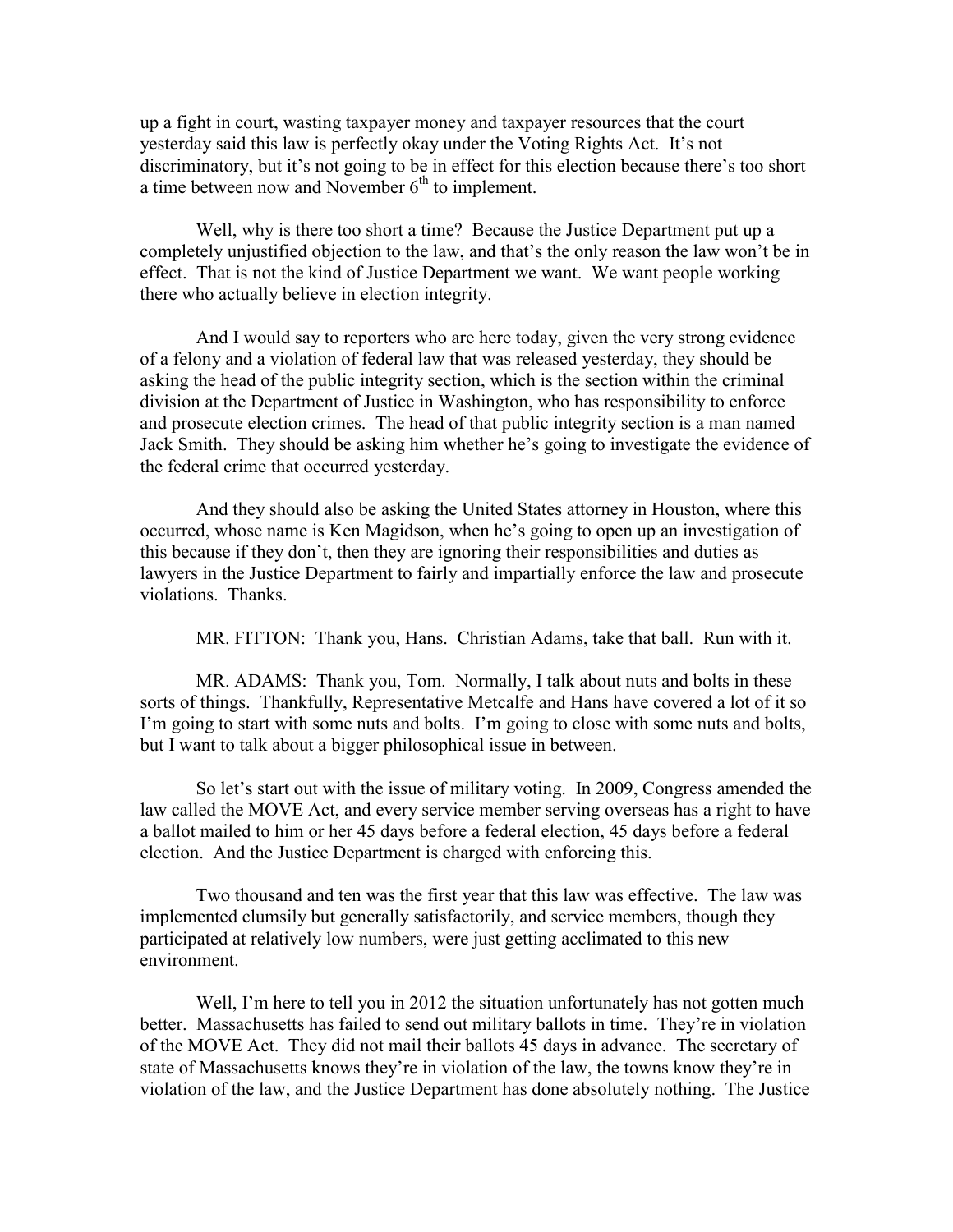up a fight in court, wasting taxpayer money and taxpayer resources that the court yesterday said this law is perfectly okay under the Voting Rights Act. It's not discriminatory, but it's not going to be in effect for this election because there's too short a time between now and November 6th to implement.

Well, why is there too short a time? Because the Justice Department put up a completely unjustified objection to the law, and that's the only reason the law won't be in effect. That is not the kind of Justice Department we want. We want people working there who actually believe in election integrity.

And I would say to reporters who are here today, given the very strong evidence of a felony and a violation of federal law that was released yesterday, they should be asking the head of the public integrity section, which is the section within the criminal division at the Department of Justice in Washington, who has responsibility to enforce and prosecute election crimes. The head of that public integrity section is a man named Jack Smith. They should be asking him whether he's going to investigate the evidence of the federal crime that occurred yesterday.

And they should also be asking the United States attorney in Houston, where this occurred, whose name is Ken Magidson, when he's going to open up an investigation of this because if they don't, then they are ignoring their responsibilities and duties as lawyers in the Justice Department to fairly and impartially enforce the law and prosecute violations. Thanks.

MR. FITTON: Thank you, Hans. Christian Adams, take that ball. Run with it.

MR. ADAMS: Thank you, Tom. Normally, I talk about nuts and bolts in these sorts of things. Thankfully, Representative Metcalfe and Hans have covered a lot of it so I'm going to start with some nuts and bolts. I'm going to close with some nuts and bolts, but I want to talk about a bigger philosophical issue in between.

So let's start out with the issue of military voting. In 2009, Congress amended the law called the MOVE Act, and every service member serving overseas has a right to have a ballot mailed to him or her 45 days before a federal election, 45 days before a federal election. And the Justice Department is charged with enforcing this.

Two thousand and ten was the first year that this law was effective. The law was implemented clumsily but generally satisfactorily, and service members, though they participated at relatively low numbers, were just getting acclimated to this new environment.

Well, I'm here to tell you in 2012 the situation unfortunately has not gotten much better. Massachusetts has failed to send out military ballots in time. They're in violation of the MOVE Act. They did not mail their ballots 45 days in advance. The secretary of state of Massachusetts knows they're in violation of the law, the towns know they're in violation of the law, and the Justice Department has done absolutely nothing. The Justice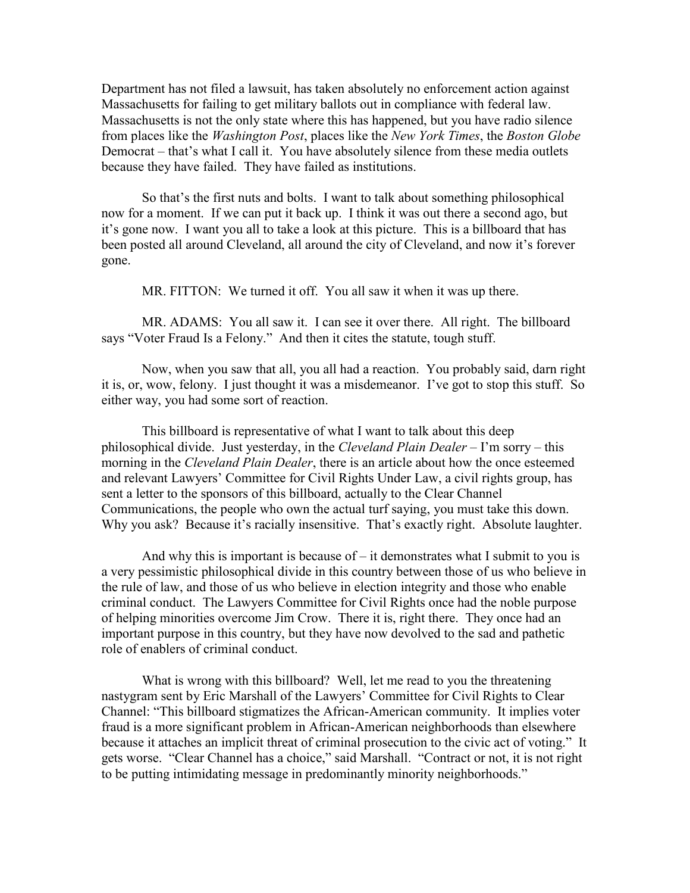Department has not filed a lawsuit, has taken absolutely no enforcement action against Massachusetts for failing to get military ballots out in compliance with federal law. Massachusetts is not the only state where this has happened, but you have radio silence from places like the *Washington Post*, places like the *New York Times*, the *Boston Globe* Democrat – that's what I call it. You have absolutely silence from these media outlets because they have failed. They have failed as institutions.

So that's the first nuts and bolts. I want to talk about something philosophical now for a moment. If we can put it back up. I think it was out there a second ago, but it's gone now. I want you all to take a look at this picture. This is a billboard that has been posted all around Cleveland, all around the city of Cleveland, and now it's forever gone.

MR. FITTON: We turned it off. You all saw it when it was up there.

MR. ADAMS: You all saw it. I can see it over there. All right. The billboard says "Voter Fraud Is a Felony." And then it cites the statute, tough stuff.

Now, when you saw that all, you all had a reaction. You probably said, darn right it is, or, wow, felony. I just thought it was a misdemeanor. I've got to stop this stuff. So either way, you had some sort of reaction.

This billboard is representative of what I want to talk about this deep philosophical divide. Just yesterday, in the *Cleveland Plain Dealer* – I'm sorry – this morning in the *Cleveland Plain Dealer*, there is an article about how the once esteemed and relevant Lawyers' Committee for Civil Rights Under Law, a civil rights group, has sent a letter to the sponsors of this billboard, actually to the Clear Channel Communications, the people who own the actual turf saying, you must take this down. Why you ask? Because it's racially insensitive. That's exactly right. Absolute laughter.

And why this is important is because of – it demonstrates what I submit to you is a very pessimistic philosophical divide in this country between those of us who believe in the rule of law, and those of us who believe in election integrity and those who enable criminal conduct. The Lawyers Committee for Civil Rights once had the noble purpose of helping minorities overcome Jim Crow. There it is, right there. They once had an important purpose in this country, but they have now devolved to the sad and pathetic role of enablers of criminal conduct.

What is wrong with this billboard? Well, let me read to you the threatening nastygram sent by Eric Marshall of the Lawyers' Committee for Civil Rights to Clear Channel: "This billboard stigmatizes the African-American community. It implies voter fraud is a more significant problem in African-American neighborhoods than elsewhere because it attaches an implicit threat of criminal prosecution to the civic act of voting." It gets worse. "Clear Channel has a choice," said Marshall. "Contract or not, it is not right to be putting intimidating message in predominantly minority neighborhoods."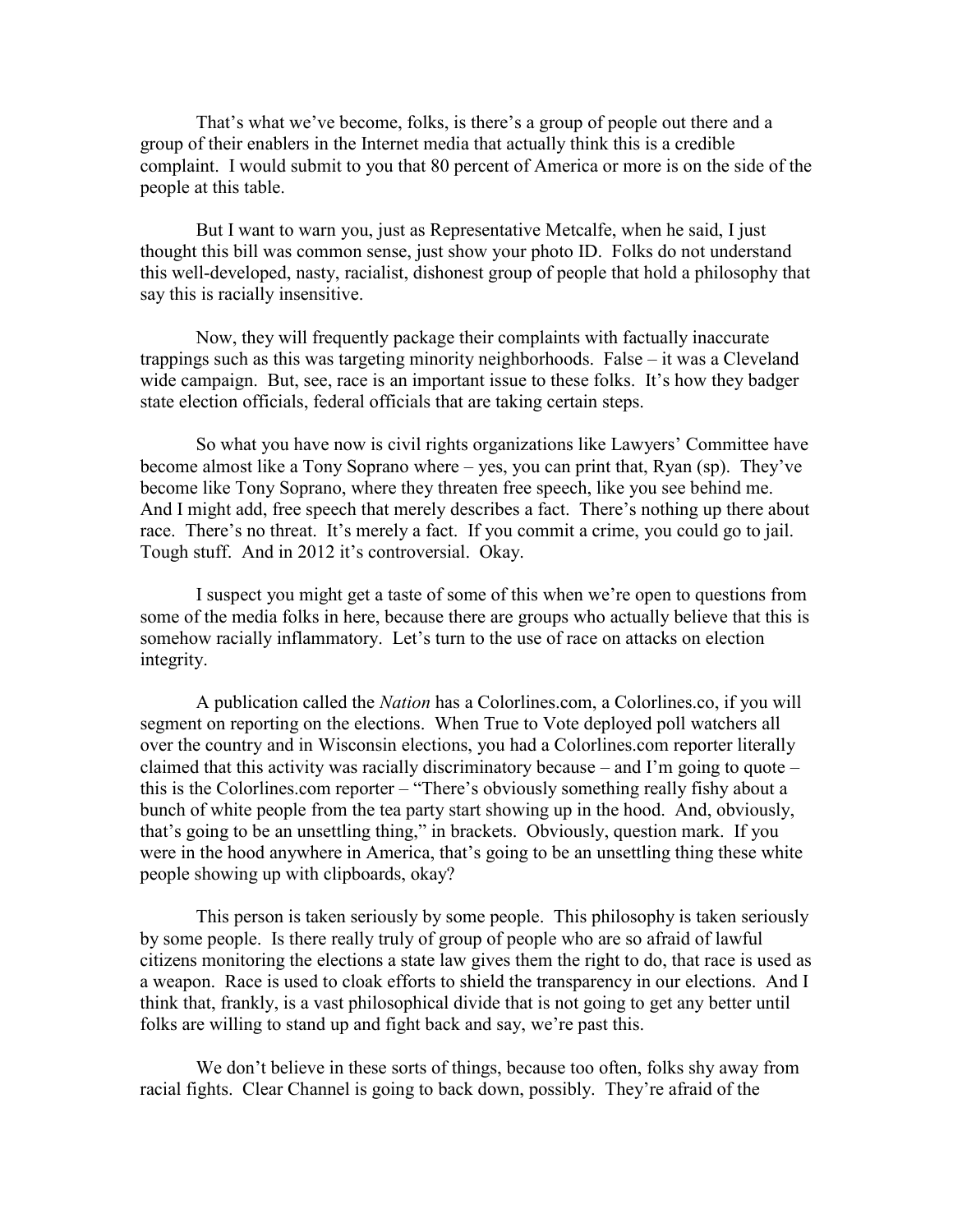That's what we've become, folks, is there's a group of people out there and a group of their enablers in the Internet media that actually think this is a credible complaint. I would submit to you that 80 percent of America or more is on the side of the people at this table.

But I want to warn you, just as Representative Metcalfe, when he said, I just thought this bill was common sense, just show your photo ID. Folks do not understand this well-developed, nasty, racialist, dishonest group of people that hold a philosophy that say this is racially insensitive.

Now, they will frequently package their complaints with factually inaccurate trappings such as this was targeting minority neighborhoods. False – it was a Cleveland wide campaign. But, see, race is an important issue to these folks. It's how they badger state election officials, federal officials that are taking certain steps.

So what you have now is civil rights organizations like Lawyers' Committee have become almost like a Tony Soprano where – yes, you can print that, Ryan (sp). They've become like Tony Soprano, where they threaten free speech, like you see behind me. And I might add, free speech that merely describes a fact. There's nothing up there about race. There's no threat. It's merely a fact. If you commit a crime, you could go to jail. Tough stuff. And in 2012 it's controversial. Okay.

I suspect you might get a taste of some of this when we're open to questions from some of the media folks in here, because there are groups who actually believe that this is somehow racially inflammatory. Let's turn to the use of race on attacks on election integrity.

A publication called the *Nation* has a Colorlines.com, a Colorlines.co, if you will segment on reporting on the elections. When True to Vote deployed poll watchers all over the country and in Wisconsin elections, you had a Colorlines.com reporter literally claimed that this activity was racially discriminatory because – and I'm going to quote – this is the Colorlines.com reporter – "There's obviously something really fishy about a bunch of white people from the tea party start showing up in the hood. And, obviously, that's going to be an unsettling thing," in brackets. Obviously, question mark. If you were in the hood anywhere in America, that's going to be an unsettling thing these white people showing up with clipboards, okay?

This person is taken seriously by some people. This philosophy is taken seriously by some people. Is there really truly of group of people who are so afraid of lawful citizens monitoring the elections a state law gives them the right to do, that race is used as a weapon. Race is used to cloak efforts to shield the transparency in our elections. And I think that, frankly, is a vast philosophical divide that is not going to get any better until folks are willing to stand up and fight back and say, we're past this.

We don't believe in these sorts of things, because too often, folks shy away from racial fights. Clear Channel is going to back down, possibly. They're afraid of the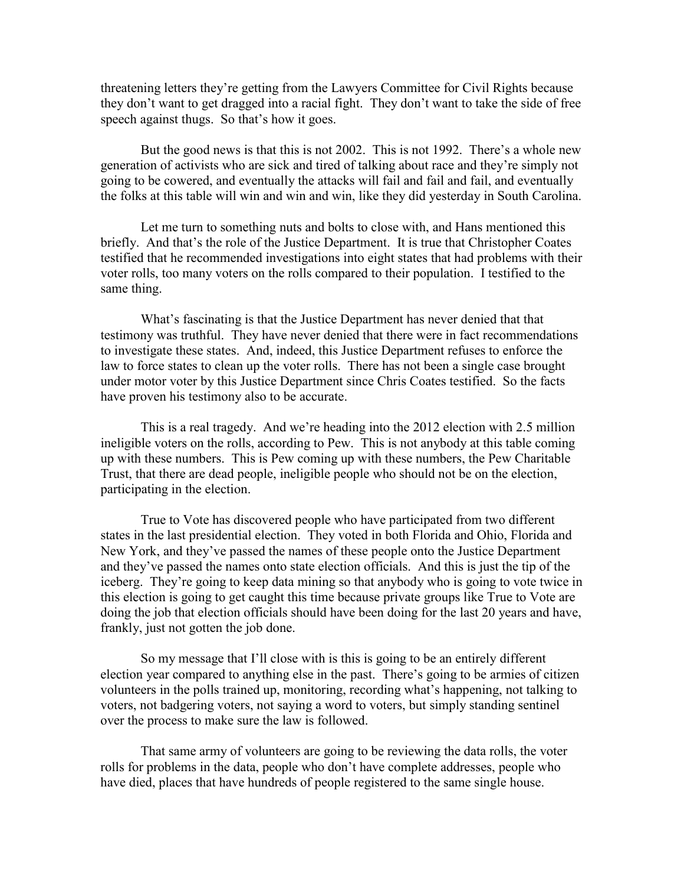threatening letters they're getting from the Lawyers Committee for Civil Rights because they don't want to get dragged into a racial fight. They don't want to take the side of free speech against thugs. So that's how it goes.

But the good news is that this is not 2002. This is not 1992. There's a whole new generation of activists who are sick and tired of talking about race and they're simply not going to be cowered, and eventually the attacks will fail and fail and fail, and eventually the folks at this table will win and win and win, like they did yesterday in South Carolina.

Let me turn to something nuts and bolts to close with, and Hans mentioned this briefly. And that's the role of the Justice Department. It is true that Christopher Coates testified that he recommended investigations into eight states that had problems with their voter rolls, too many voters on the rolls compared to their population. I testified to the same thing.

What's fascinating is that the Justice Department has never denied that that testimony was truthful. They have never denied that there were in fact recommendations to investigate these states. And, indeed, this Justice Department refuses to enforce the law to force states to clean up the voter rolls. There has not been a single case brought under motor voter by this Justice Department since Chris Coates testified. So the facts have proven his testimony also to be accurate.

This is a real tragedy. And we're heading into the 2012 election with 2.5 million ineligible voters on the rolls, according to Pew. This is not anybody at this table coming up with these numbers. This is Pew coming up with these numbers, the Pew Charitable Trust, that there are dead people, ineligible people who should not be on the election, participating in the election.

True to Vote has discovered people who have participated from two different states in the last presidential election. They voted in both Florida and Ohio, Florida and New York, and they've passed the names of these people onto the Justice Department and they've passed the names onto state election officials. And this is just the tip of the iceberg. They're going to keep data mining so that anybody who is going to vote twice in this election is going to get caught this time because private groups like True to Vote are doing the job that election officials should have been doing for the last 20 years and have, frankly, just not gotten the job done.

So my message that I'll close with is this is going to be an entirely different election year compared to anything else in the past. There's going to be armies of citizen volunteers in the polls trained up, monitoring, recording what's happening, not talking to voters, not badgering voters, not saying a word to voters, but simply standing sentinel over the process to make sure the law is followed.

That same army of volunteers are going to be reviewing the data rolls, the voter rolls for problems in the data, people who don't have complete addresses, people who have died, places that have hundreds of people registered to the same single house.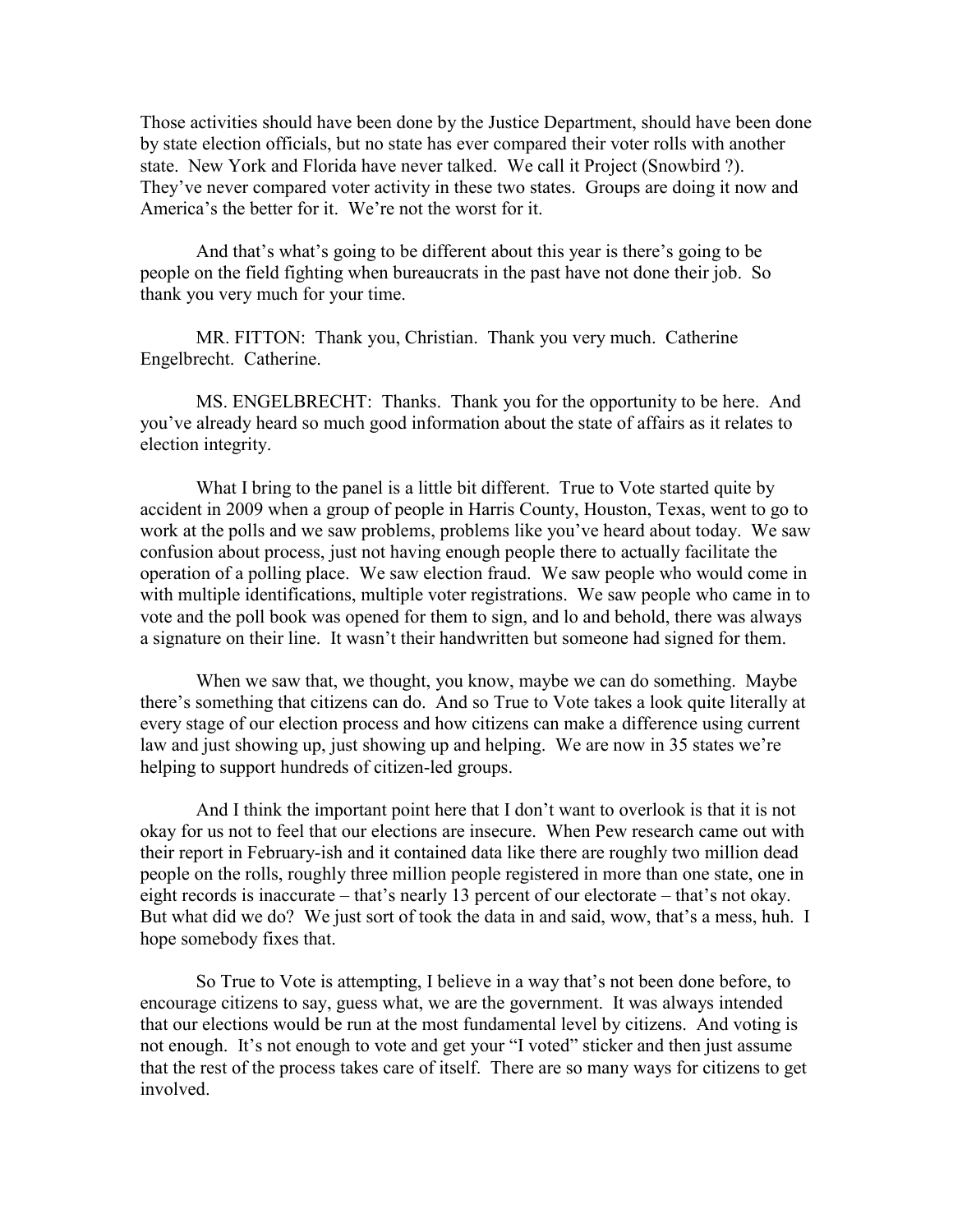Those activities should have been done by the Justice Department, should have been done by state election officials, but no state has ever compared their voter rolls with another state. New York and Florida have never talked. We call it Project (Snowbird ?). They've never compared voter activity in these two states. Groups are doing it now and America's the better for it. We're not the worst for it.

And that's what's going to be different about this year is there's going to be people on the field fighting when bureaucrats in the past have not done their job. So thank you very much for your time.

MR. FITTON: Thank you, Christian. Thank you very much. Catherine Engelbrecht. Catherine.

MS. ENGELBRECHT: Thanks. Thank you for the opportunity to be here. And you've already heard so much good information about the state of affairs as it relates to election integrity.

What I bring to the panel is a little bit different. True to Vote started quite by accident in 2009 when a group of people in Harris County, Houston, Texas, went to go to work at the polls and we saw problems, problems like you've heard about today. We saw confusion about process, just not having enough people there to actually facilitate the operation of a polling place. We saw election fraud. We saw people who would come in with multiple identifications, multiple voter registrations. We saw people who came in to vote and the poll book was opened for them to sign, and lo and behold, there was always a signature on their line. It wasn't their handwritten but someone had signed for them.

When we saw that, we thought, you know, maybe we can do something. Maybe there's something that citizens can do. And so True to Vote takes a look quite literally at every stage of our election process and how citizens can make a difference using current law and just showing up, just showing up and helping. We are now in 35 states we're helping to support hundreds of citizen-led groups.

And I think the important point here that I don't want to overlook is that it is not okay for us not to feel that our elections are insecure. When Pew research came out with their report in February-ish and it contained data like there are roughly two million dead people on the rolls, roughly three million people registered in more than one state, one in eight records is inaccurate – that's nearly 13 percent of our electorate – that's not okay. But what did we do? We just sort of took the data in and said, wow, that's a mess, huh. I hope somebody fixes that.

So True to Vote is attempting, I believe in a way that's not been done before, to encourage citizens to say, guess what, we are the government. It was always intended that our elections would be run at the most fundamental level by citizens. And voting is not enough. It's not enough to vote and get your "I voted" sticker and then just assume that the rest of the process takes care of itself. There are so many ways for citizens to get involved.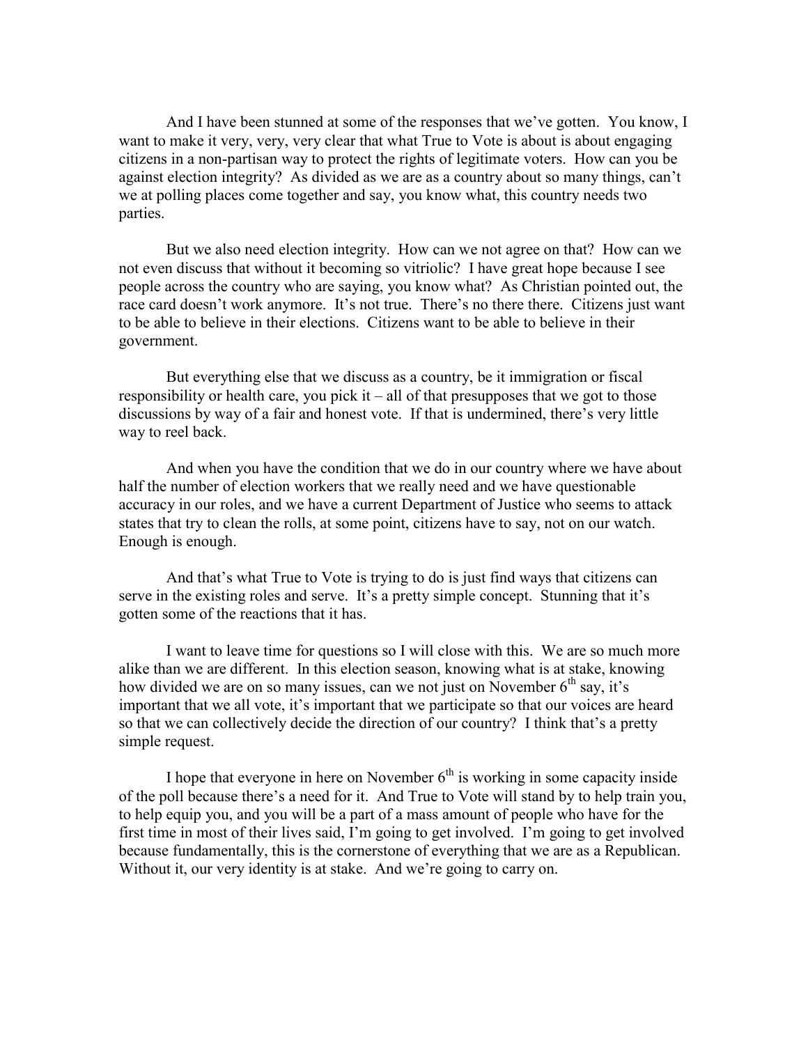And I have been stunned at some of the responses that we've gotten. You know, I want to make it very, very, very clear that what True to Vote is about is about engaging citizens in a non-partisan way to protect the rights of legitimate voters. How can you be against election integrity? As divided as we are as a country about so many things, can't we at polling places come together and say, you know what, this country needs two parties.

But we also need election integrity. How can we not agree on that? How can we not even discuss that without it becoming so vitriolic? I have great hope because I see people across the country who are saying, you know what? As Christian pointed out, the race card doesn't work anymore. It's not true. There's no there there. Citizens just want to be able to believe in their elections. Citizens want to be able to believe in their government.

But everything else that we discuss as a country, be it immigration or fiscal responsibility or health care, you pick it – all of that presupposes that we got to those discussions by way of a fair and honest vote. If that is undermined, there's very little way to reel back.

And when you have the condition that we do in our country where we have about half the number of election workers that we really need and we have questionable accuracy in our roles, and we have a current Department of Justice who seems to attack states that try to clean the rolls, at some point, citizens have to say, not on our watch. Enough is enough.

And that's what True to Vote is trying to do is just find ways that citizens can serve in the existing roles and serve. It's a pretty simple concept. Stunning that it's gotten some of the reactions that it has.

I want to leave time for questions so I will close with this. We are so much more alike than we are different. In this election season, knowing what is at stake, knowing how divided we are on so many issues, can we not just on November 6th say, it's important that we all vote, it's important that we participate so that our voices are heard so that we can collectively decide the direction of our country? I think that's a pretty simple request.

I hope that everyone in here on November 6th is working in some capacity inside of the poll because there's a need for it. And True to Vote will stand by to help train you, to help equip you, and you will be a part of a mass amount of people who have for the first time in most of their lives said, I'm going to get involved. I'm going to get involved because fundamentally, this is the cornerstone of everything that we are as a Republican. Without it, our very identity is at stake. And we're going to carry on.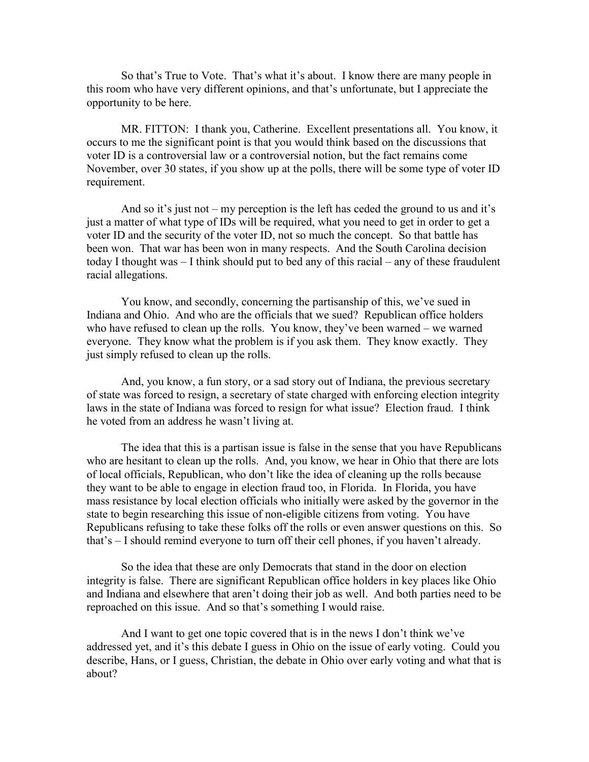So that's True to Vote. That's what it's about. I know there are many people in this room who have very different opinions, and that's unfortunate, but I appreciate the opportunity to be here.

MR. FITTON: I thank you, Catherine. Excellent presentations all. You know, it occurs to me the significant point is that you would think based on the discussions that voter ID is a controversial law or a controversial notion, but the fact remains come November, over 30 states, if you show up at the polls, there will be some type of voter ID requirement.

And so it's just not – my perception is the left has ceded the ground to us and it's just a matter of what type of IDs will be required, what you need to get in order to get a voter ID and the security of the voter ID, not so much the concept. So that battle has been won. That war has been won in many respects. And the South Carolina decision today I thought was – I think should put to bed any of this racial – any of these fraudulent racial allegations.

You know, and secondly, concerning the partisanship of this, we've sued in Indiana and Ohio. And who are the officials that we sued? Republican office holders who have refused to clean up the rolls. You know, they've been warned – we warned everyone. They know what the problem is if you ask them. They know exactly. They just simply refused to clean up the rolls.

And, you know, a fun story, or a sad story out of Indiana, the previous secretary of state was forced to resign, a secretary of state charged with enforcing election integrity laws in the state of Indiana was forced to resign for what issue? Election fraud. I think he voted from an address he wasn't living at.

The idea that this is a partisan issue is false in the sense that you have Republicans who are hesitant to clean up the rolls. And, you know, we hear in Ohio that there are lots of local officials, Republican, who don't like the idea of cleaning up the rolls because they want to be able to engage in election fraud too, in Florida. In Florida, you have mass resistance by local election officials who initially were asked by the governor in the state to begin researching this issue of non-eligible citizens from voting. You have Republicans refusing to take these folks off the rolls or even answer questions on this. So that's – I should remind everyone to turn off their cell phones, if you haven't already.

So the idea that these are only Democrats that stand in the door on election integrity is false. There are significant Republican office holders in key places like Ohio and Indiana and elsewhere that aren't doing their job as well. And both parties need to be reproached on this issue. And so that's something I would raise.

And I want to get one topic covered that is in the news I don't think we've addressed yet, and it's this debate I guess in Ohio on the issue of early voting. Could you describe, Hans, or I guess, Christian, the debate in Ohio over early voting and what that is about?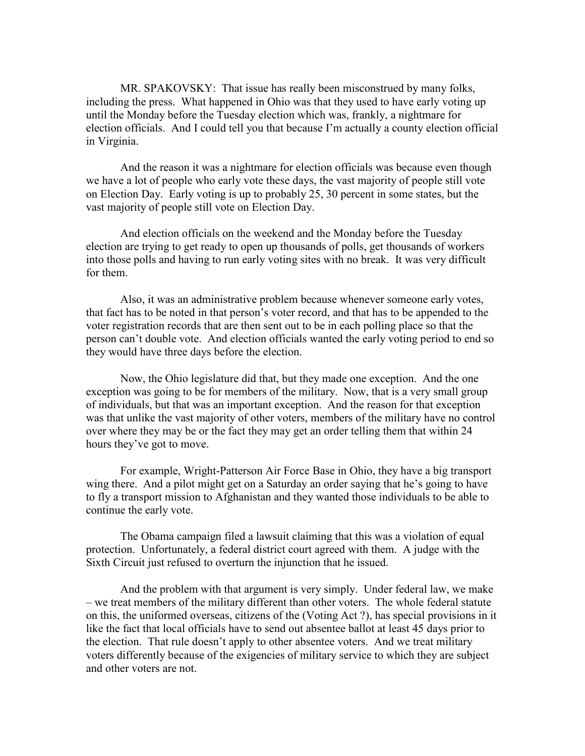MR. SPAKOVSKY: That issue has really been misconstrued by many folks, including the press. What happened in Ohio was that they used to have early voting up until the Monday before the Tuesday election which was, frankly, a nightmare for election officials. And I could tell you that because I'm actually a county election official in Virginia.

And the reason it was a nightmare for election officials was because even though we have a lot of people who early vote these days, the vast majority of people still vote on Election Day. Early voting is up to probably 25, 30 percent in some states, but the vast majority of people still vote on Election Day.

And election officials on the weekend and the Monday before the Tuesday election are trying to get ready to open up thousands of polls, get thousands of workers into those polls and having to run early voting sites with no break. It was very difficult for them.

Also, it was an administrative problem because whenever someone early votes, that fact has to be noted in that person's voter record, and that has to be appended to the voter registration records that are then sent out to be in each polling place so that the person can't double vote. And election officials wanted the early voting period to end so they would have three days before the election.

Now, the Ohio legislature did that, but they made one exception. And the one exception was going to be for members of the military. Now, that is a very small group of individuals, but that was an important exception. And the reason for that exception was that unlike the vast majority of other voters, members of the military have no control over where they may be or the fact they may get an order telling them that within 24 hours they've got to move.

For example, Wright-Patterson Air Force Base in Ohio, they have a big transport wing there. And a pilot might get on a Saturday an order saying that he's going to have to fly a transport mission to Afghanistan and they wanted those individuals to be able to continue the early vote.

The Obama campaign filed a lawsuit claiming that this was a violation of equal protection. Unfortunately, a federal district court agreed with them. A judge with the Sixth Circuit just refused to overturn the injunction that he issued.

And the problem with that argument is very simply. Under federal law, we make – we treat members of the military different than other voters. The whole federal statute on this, the uniformed overseas, citizens of the (Voting Act ?), has special provisions in it like the fact that local officials have to send out absentee ballot at least 45 days prior to the election. That rule doesn't apply to other absentee voters. And we treat military voters differently because of the exigencies of military service to which they are subject and other voters are not.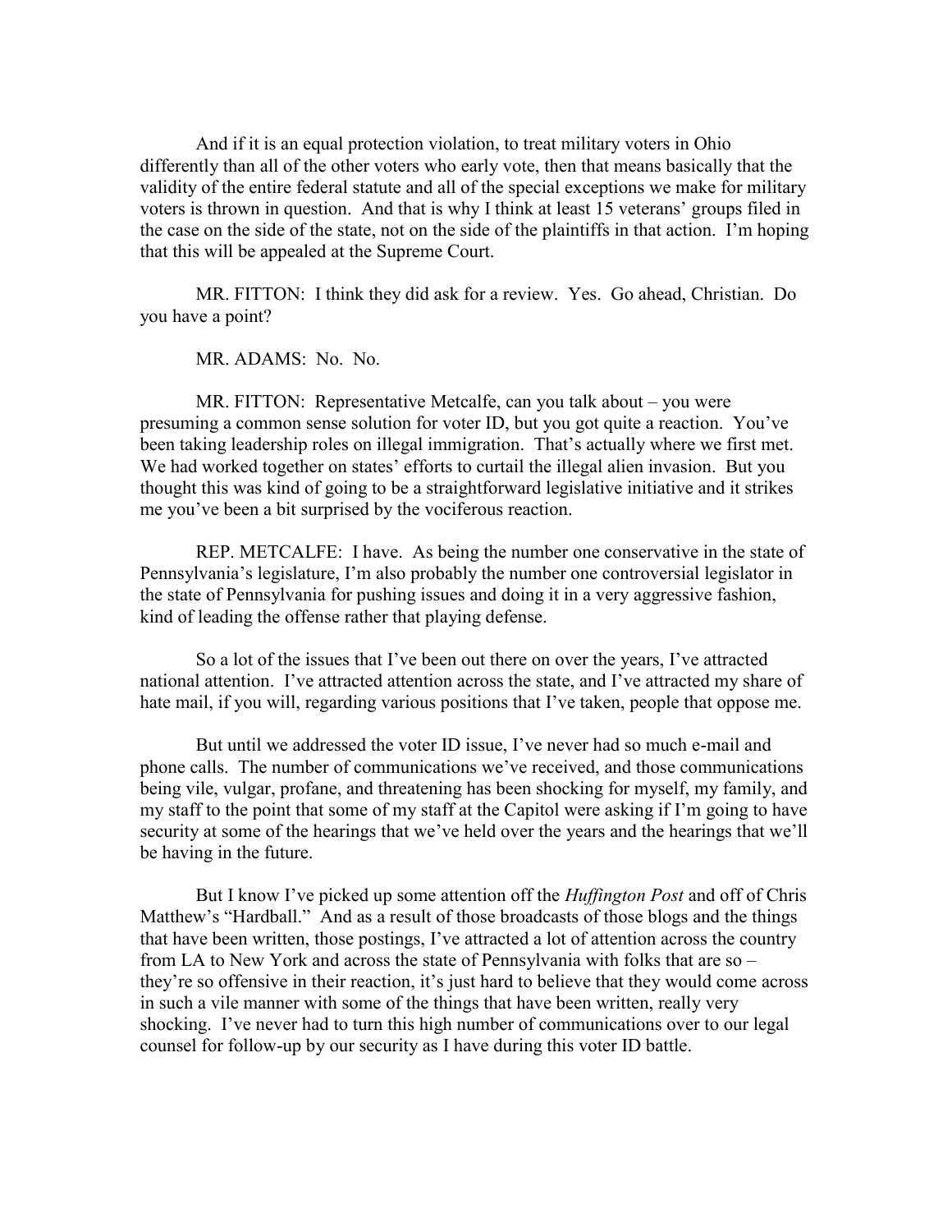And if it is an equal protection violation, to treat military voters in Ohio differently than all of the other voters who early vote, then that means basically that the validity of the entire federal statute and all of the special exceptions we make for military voters is thrown in question. And that is why I think at least 15 veterans' groups filed in the case on the side of the state, not on the side of the plaintiffs in that action. I'm hoping that this will be appealed at the Supreme Court.

MR. FITTON: I think they did ask for a review. Yes. Go ahead, Christian. Do you have a point?

MR. ADAMS: No. No.

MR. FITTON: Representative Metcalfe, can you talk about – you were presuming a common sense solution for voter ID, but you got quite a reaction. You've been taking leadership roles on illegal immigration. That's actually where we first met. We had worked together on states' efforts to curtail the illegal alien invasion. But you thought this was kind of going to be a straightforward legislative initiative and it strikes me you've been a bit surprised by the vociferous reaction.

REP. METCALFE: I have. As being the number one conservative in the state of Pennsylvania's legislature, I'm also probably the number one controversial legislator in the state of Pennsylvania for pushing issues and doing it in a very aggressive fashion, kind of leading the offense rather that playing defense.

So a lot of the issues that I've been out there on over the years, I've attracted national attention. I've attracted attention across the state, and I've attracted my share of hate mail, if you will, regarding various positions that I've taken, people that oppose me.

But until we addressed the voter ID issue, I've never had so much e-mail and phone calls. The number of communications we've received, and those communications being vile, vulgar, profane, and threatening has been shocking for myself, my family, and my staff to the point that some of my staff at the Capitol were asking if I'm going to have security at some of the hearings that we've held over the years and the hearings that we'll be having in the future.

But I know I've picked up some attention off the *Huffington Post* and off of Chris Matthew's "Hardball." And as a result of those broadcasts of those blogs and the things that have been written, those postings, I've attracted a lot of attention across the country from LA to New York and across the state of Pennsylvania with folks that are so – they're so offensive in their reaction, it's just hard to believe that they would come across in such a vile manner with some of the things that have been written, really very shocking. I've never had to turn this high number of communications over to our legal counsel for follow-up by our security as I have during this voter ID battle.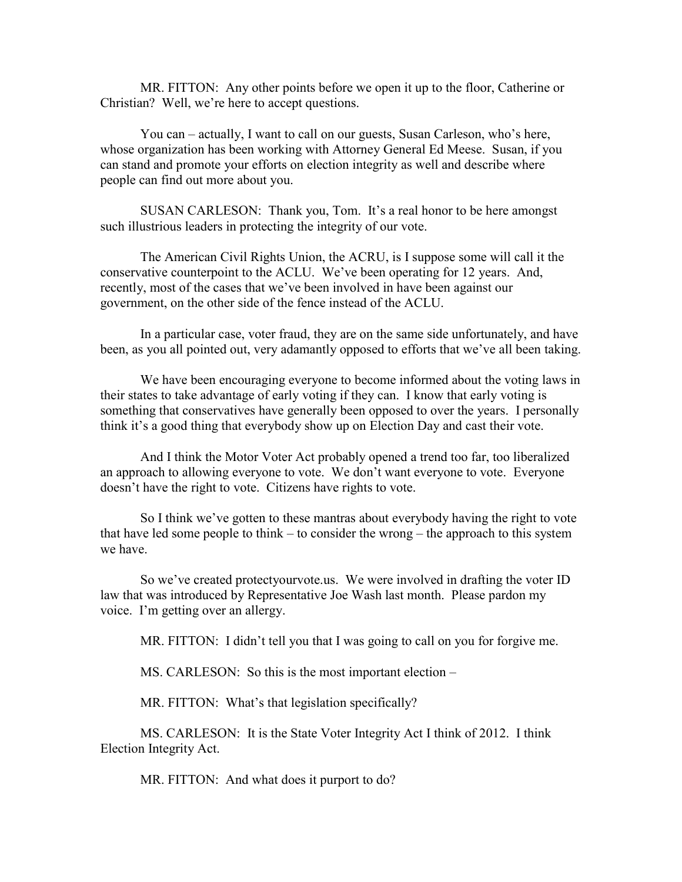MR. FITTON: Any other points before we open it up to the floor, Catherine or Christian? Well, we're here to accept questions.

You can – actually, I want to call on our guests, Susan Carleson, who's here, whose organization has been working with Attorney General Ed Meese. Susan, if you can stand and promote your efforts on election integrity as well and describe where people can find out more about you.

SUSAN CARLESON: Thank you, Tom. It's a real honor to be here amongst such illustrious leaders in protecting the integrity of our vote.

The American Civil Rights Union, the ACRU, is I suppose some will call it the conservative counterpoint to the ACLU. We've been operating for 12 years. And, recently, most of the cases that we've been involved in have been against our government, on the other side of the fence instead of the ACLU.

In a particular case, voter fraud, they are on the same side unfortunately, and have been, as you all pointed out, very adamantly opposed to efforts that we've all been taking.

We have been encouraging everyone to become informed about the voting laws in their states to take advantage of early voting if they can. I know that early voting is something that conservatives have generally been opposed to over the years. I personally think it's a good thing that everybody show up on Election Day and cast their vote.

And I think the Motor Voter Act probably opened a trend too far, too liberalized an approach to allowing everyone to vote. We don't want everyone to vote. Everyone doesn't have the right to vote. Citizens have rights to vote.

So I think we've gotten to these mantras about everybody having the right to vote that have led some people to think – to consider the wrong – the approach to this system we have.

So we've created protectyourvote.us. We were involved in drafting the voter ID law that was introduced by Representative Joe Wash last month. Please pardon my voice. I'm getting over an allergy.

MR. FITTON: I didn't tell you that I was going to call on you for forgive me.

MS. CARLESON: So this is the most important election –

MR. FITTON: What's that legislation specifically?

MS. CARLESON: It is the State Voter Integrity Act I think of 2012. I think Election Integrity Act.

MR. FITTON: And what does it purport to do?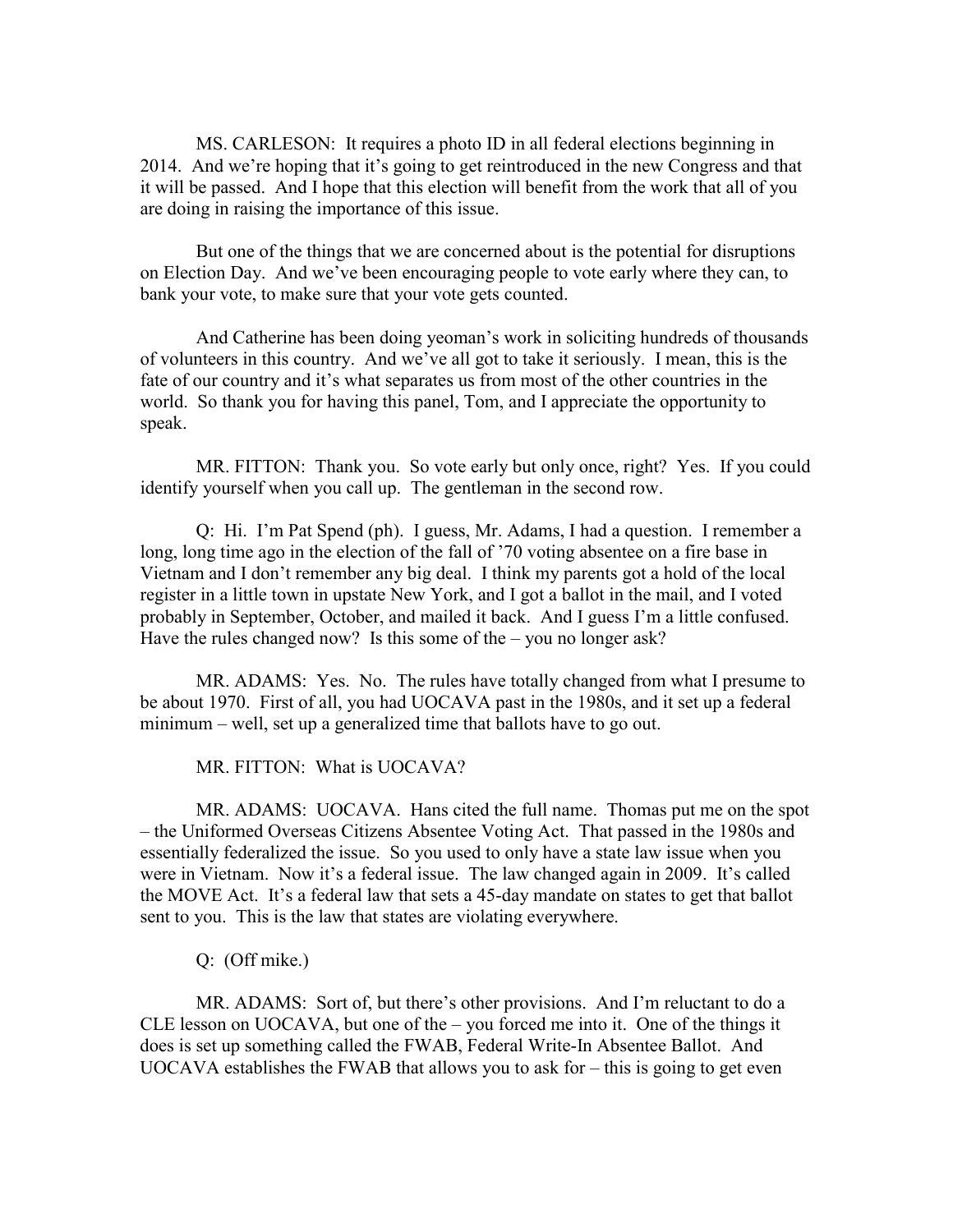MS. CARLESON: It requires a photo ID in all federal elections beginning in 2014. And we're hoping that it's going to get reintroduced in the new Congress and that it will be passed. And I hope that this election will benefit from the work that all of you are doing in raising the importance of this issue.

But one of the things that we are concerned about is the potential for disruptions on Election Day. And we've been encouraging people to vote early where they can, to bank your vote, to make sure that your vote gets counted.

And Catherine has been doing yeoman's work in soliciting hundreds of thousands of volunteers in this country. And we've all got to take it seriously. I mean, this is the fate of our country and it's what separates us from most of the other countries in the world. So thank you for having this panel, Tom, and I appreciate the opportunity to speak.

MR. FITTON: Thank you. So vote early but only once, right? Yes. If you could identify yourself when you call up. The gentleman in the second row.

Q: Hi. I'm Pat Spend (ph). I guess, Mr. Adams, I had a question. I remember a long, long time ago in the election of the fall of '70 voting absentee on a fire base in Vietnam and I don't remember any big deal. I think my parents got a hold of the local register in a little town in upstate New York, and I got a ballot in the mail, and I voted probably in September, October, and mailed it back. And I guess I'm a little confused. Have the rules changed now? Is this some of the – you no longer ask?

MR. ADAMS: Yes. No. The rules have totally changed from what I presume to be about 1970. First of all, you had UOCAVA past in the 1980s, and it set up a federal minimum – well, set up a generalized time that ballots have to go out.

MR. FITTON: What is UOCAVA?

MR. ADAMS: UOCAVA. Hans cited the full name. Thomas put me on the spot – the Uniformed Overseas Citizens Absentee Voting Act. That passed in the 1980s and essentially federalized the issue. So you used to only have a state law issue when you were in Vietnam. Now it's a federal issue. The law changed again in 2009. It's called the MOVE Act. It's a federal law that sets a 45-day mandate on states to get that ballot sent to you. This is the law that states are violating everywhere.

Q: (Off mike.)

MR. ADAMS: Sort of, but there's other provisions. And I'm reluctant to do a CLE lesson on UOCAVA, but one of the – you forced me into it. One of the things it does is set up something called the FWAB, Federal Write-In Absentee Ballot. And UOCAVA establishes the FWAB that allows you to ask for – this is going to get even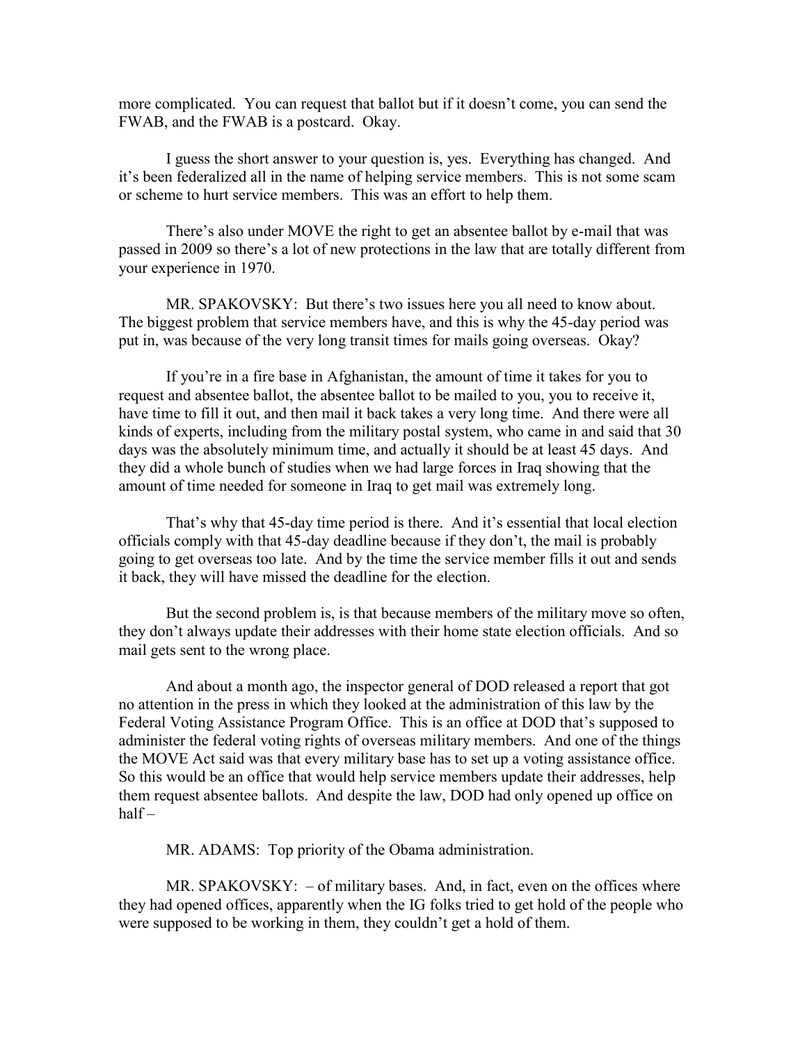more complicated. You can request that ballot but if it doesn't come, you can send the FWAB, and the FWAB is a postcard. Okay.

I guess the short answer to your question is, yes. Everything has changed. And it's been federalized all in the name of helping service members. This is not some scam or scheme to hurt service members. This was an effort to help them.

There's also under MOVE the right to get an absentee ballot by e-mail that was passed in 2009 so there's a lot of new protections in the law that are totally different from your experience in 1970.

MR. SPAKOVSKY: But there's two issues here you all need to know about. The biggest problem that service members have, and this is why the 45-day period was put in, was because of the very long transit times for mails going overseas. Okay?

If you're in a fire base in Afghanistan, the amount of time it takes for you to request and absentee ballot, the absentee ballot to be mailed to you, you to receive it, have time to fill it out, and then mail it back takes a very long time. And there were all kinds of experts, including from the military postal system, who came in and said that 30 days was the absolutely minimum time, and actually it should be at least 45 days. And they did a whole bunch of studies when we had large forces in Iraq showing that the amount of time needed for someone in Iraq to get mail was extremely long.

That's why that 45-day time period is there. And it's essential that local election officials comply with that 45-day deadline because if they don't, the mail is probably going to get overseas too late. And by the time the service member fills it out and sends it back, they will have missed the deadline for the election.

But the second problem is, is that because members of the military move so often, they don't always update their addresses with their home state election officials. And so mail gets sent to the wrong place.

And about a month ago, the inspector general of DOD released a report that got no attention in the press in which they looked at the administration of this law by the Federal Voting Assistance Program Office. This is an office at DOD that's supposed to administer the federal voting rights of overseas military members. And one of the things the MOVE Act said was that every military base has to set up a voting assistance office. So this would be an office that would help service members update their addresses, help them request absentee ballots. And despite the law, DOD had only opened up office on half –

MR. ADAMS: Top priority of the Obama administration.

MR. SPAKOVSKY: – of military bases. And, in fact, even on the offices where they had opened offices, apparently when the IG folks tried to get hold of the people who were supposed to be working in them, they couldn't get a hold of them.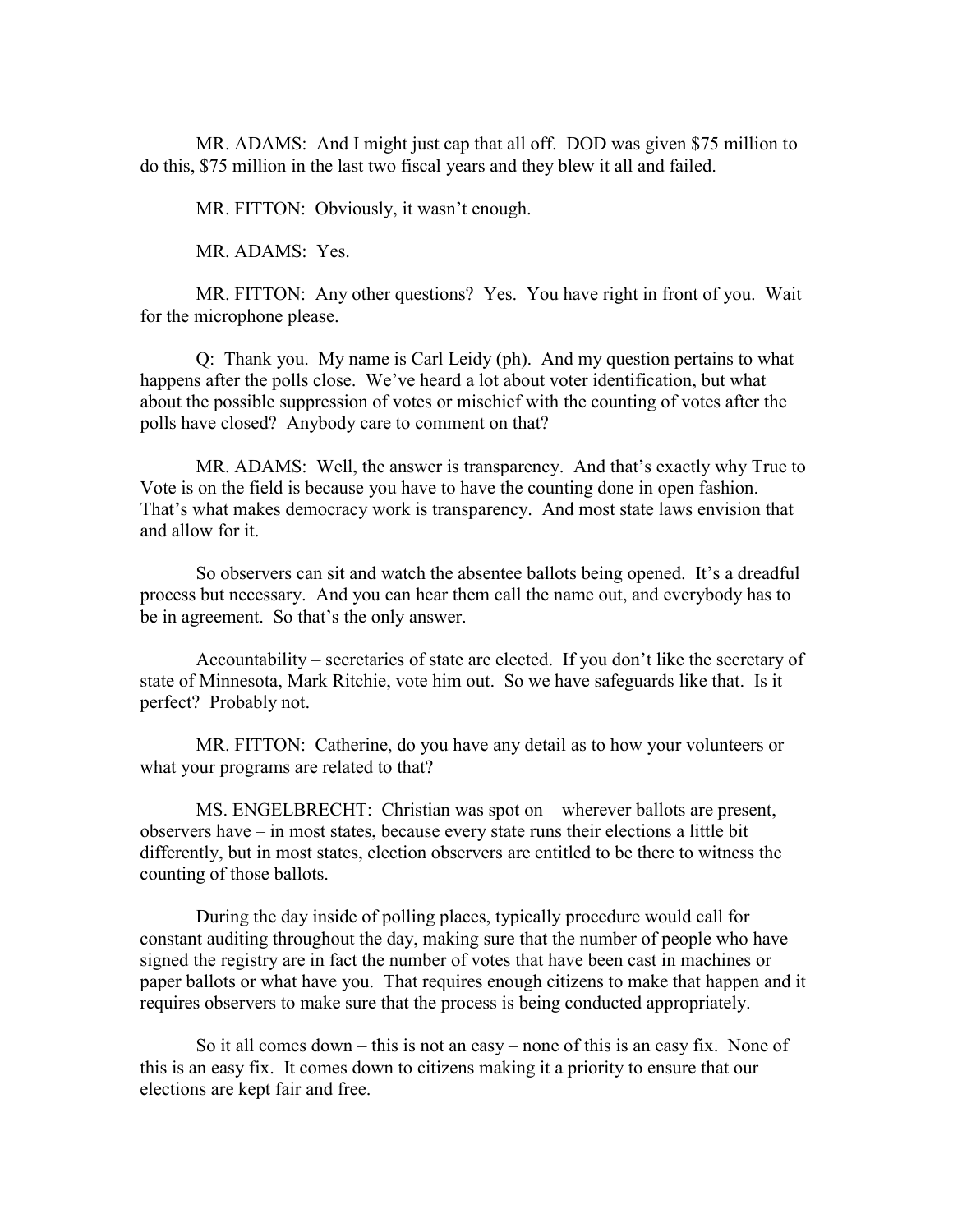MR. ADAMS: And I might just cap that all off. DOD was given $75 million to do this, $75 million in the last two fiscal years and they blew it all and failed.

MR. FITTON: Obviously, it wasn't enough.

MR. ADAMS: Yes.

MR. FITTON: Any other questions? Yes. You have right in front of you. Wait for the microphone please.

Q: Thank you. My name is Carl Leidy (ph). And my question pertains to what happens after the polls close. We've heard a lot about voter identification, but what about the possible suppression of votes or mischief with the counting of votes after the polls have closed? Anybody care to comment on that?

MR. ADAMS: Well, the answer is transparency. And that's exactly why True to Vote is on the field is because you have to have the counting done in open fashion. That's what makes democracy work is transparency. And most state laws envision that and allow for it.

So observers can sit and watch the absentee ballots being opened. It's a dreadful process but necessary. And you can hear them call the name out, and everybody has to be in agreement. So that's the only answer.

Accountability – secretaries of state are elected. If you don't like the secretary of state of Minnesota, Mark Ritchie, vote him out. So we have safeguards like that. Is it perfect? Probably not.

MR. FITTON: Catherine, do you have any detail as to how your volunteers or what your programs are related to that?

MS. ENGELBRECHT: Christian was spot on – wherever ballots are present, observers have – in most states, because every state runs their elections a little bit differently, but in most states, election observers are entitled to be there to witness the counting of those ballots.

During the day inside of polling places, typically procedure would call for constant auditing throughout the day, making sure that the number of people who have signed the registry are in fact the number of votes that have been cast in machines or paper ballots or what have you. That requires enough citizens to make that happen and it requires observers to make sure that the process is being conducted appropriately.

So it all comes down – this is not an easy – none of this is an easy fix. None of this is an easy fix. It comes down to citizens making it a priority to ensure that our elections are kept fair and free.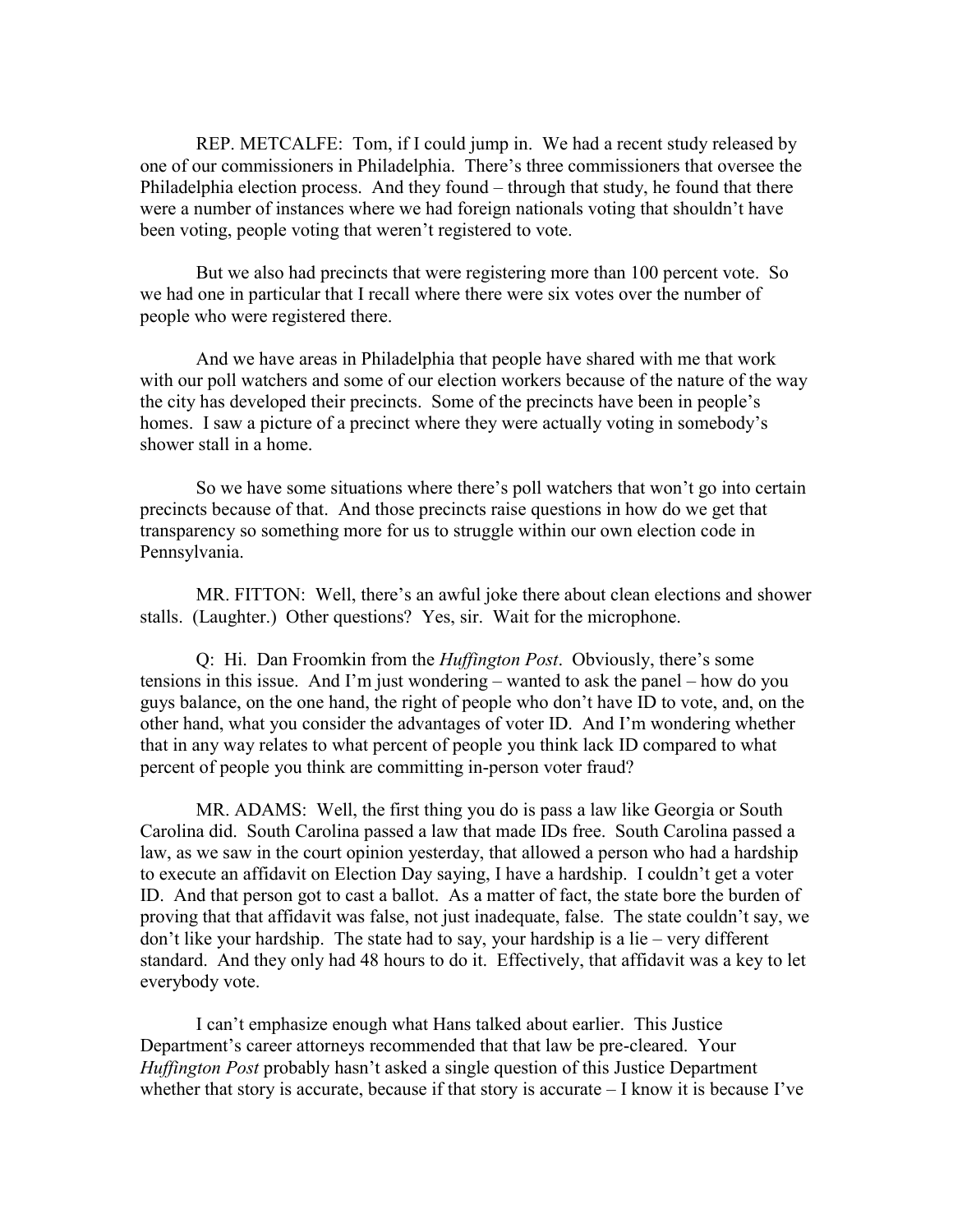REP. METCALFE: Tom, if I could jump in. We had a recent study released by one of our commissioners in Philadelphia. There's three commissioners that oversee the Philadelphia election process. And they found – through that study, he found that there were a number of instances where we had foreign nationals voting that shouldn't have been voting, people voting that weren't registered to vote.

But we also had precincts that were registering more than 100 percent vote. So we had one in particular that I recall where there were six votes over the number of people who were registered there.

And we have areas in Philadelphia that people have shared with me that work with our poll watchers and some of our election workers because of the nature of the way the city has developed their precincts. Some of the precincts have been in people's homes. I saw a picture of a precinct where they were actually voting in somebody's shower stall in a home.

So we have some situations where there's poll watchers that won't go into certain precincts because of that. And those precincts raise questions in how do we get that transparency so something more for us to struggle within our own election code in Pennsylvania.

MR. FITTON: Well, there's an awful joke there about clean elections and shower stalls. (Laughter.) Other questions? Yes, sir. Wait for the microphone.

Q: Hi. Dan Froomkin from the *Huffington Post*. Obviously, there's some tensions in this issue. And I'm just wondering – wanted to ask the panel – how do you guys balance, on the one hand, the right of people who don't have ID to vote, and, on the other hand, what you consider the advantages of voter ID. And I'm wondering whether that in any way relates to what percent of people you think lack ID compared to what percent of people you think are committing in-person voter fraud?

MR. ADAMS: Well, the first thing you do is pass a law like Georgia or South Carolina did. South Carolina passed a law that made IDs free. South Carolina passed a law, as we saw in the court opinion yesterday, that allowed a person who had a hardship to execute an affidavit on Election Day saying, I have a hardship. I couldn't get a voter ID. And that person got to cast a ballot. As a matter of fact, the state bore the burden of proving that that affidavit was false, not just inadequate, false. The state couldn't say, we don't like your hardship. The state had to say, your hardship is a lie – very different standard. And they only had 48 hours to do it. Effectively, that affidavit was a key to let everybody vote.

I can't emphasize enough what Hans talked about earlier. This Justice Department's career attorneys recommended that that law be pre-cleared. Your *Huffington Post* probably hasn't asked a single question of this Justice Department whether that story is accurate, because if that story is accurate – I know it is because I've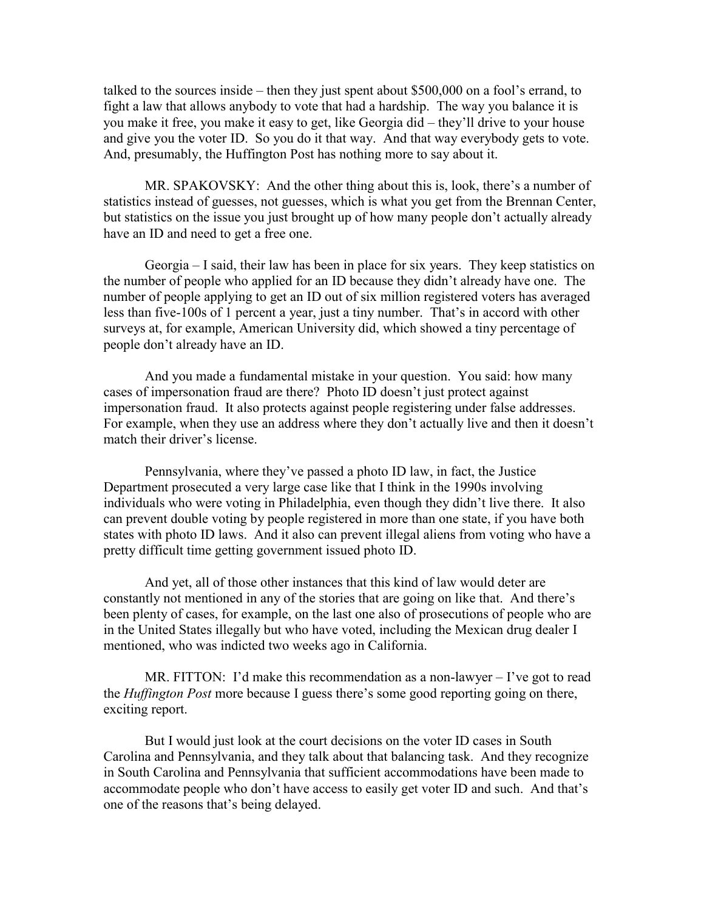talked to the sources inside – then they just spent about $500,000 on a fool's errand, to fight a law that allows anybody to vote that had a hardship. The way you balance it is you make it free, you make it easy to get, like Georgia did – they'll drive to your house and give you the voter ID. So you do it that way. And that way everybody gets to vote. And, presumably, the Huffington Post has nothing more to say about it.

MR. SPAKOVSKY: And the other thing about this is, look, there's a number of statistics instead of guesses, not guesses, which is what you get from the Brennan Center, but statistics on the issue you just brought up of how many people don't actually already have an ID and need to get a free one.

Georgia – I said, their law has been in place for six years. They keep statistics on the number of people who applied for an ID because they didn't already have one. The number of people applying to get an ID out of six million registered voters has averaged less than five-100s of 1 percent a year, just a tiny number. That's in accord with other surveys at, for example, American University did, which showed a tiny percentage of people don't already have an ID.

And you made a fundamental mistake in your question. You said: how many cases of impersonation fraud are there? Photo ID doesn't just protect against impersonation fraud. It also protects against people registering under false addresses. For example, when they use an address where they don't actually live and then it doesn't match their driver's license.

Pennsylvania, where they've passed a photo ID law, in fact, the Justice Department prosecuted a very large case like that I think in the 1990s involving individuals who were voting in Philadelphia, even though they didn't live there. It also can prevent double voting by people registered in more than one state, if you have both states with photo ID laws. And it also can prevent illegal aliens from voting who have a pretty difficult time getting government issued photo ID.

And yet, all of those other instances that this kind of law would deter are constantly not mentioned in any of the stories that are going on like that. And there's been plenty of cases, for example, on the last one also of prosecutions of people who are in the United States illegally but who have voted, including the Mexican drug dealer I mentioned, who was indicted two weeks ago in California.

MR. FITTON: I'd make this recommendation as a non-lawyer – I've got to read the *Huffington Post* more because I guess there's some good reporting going on there, exciting report.

But I would just look at the court decisions on the voter ID cases in South Carolina and Pennsylvania, and they talk about that balancing task. And they recognize in South Carolina and Pennsylvania that sufficient accommodations have been made to accommodate people who don't have access to easily get voter ID and such. And that's one of the reasons that's being delayed.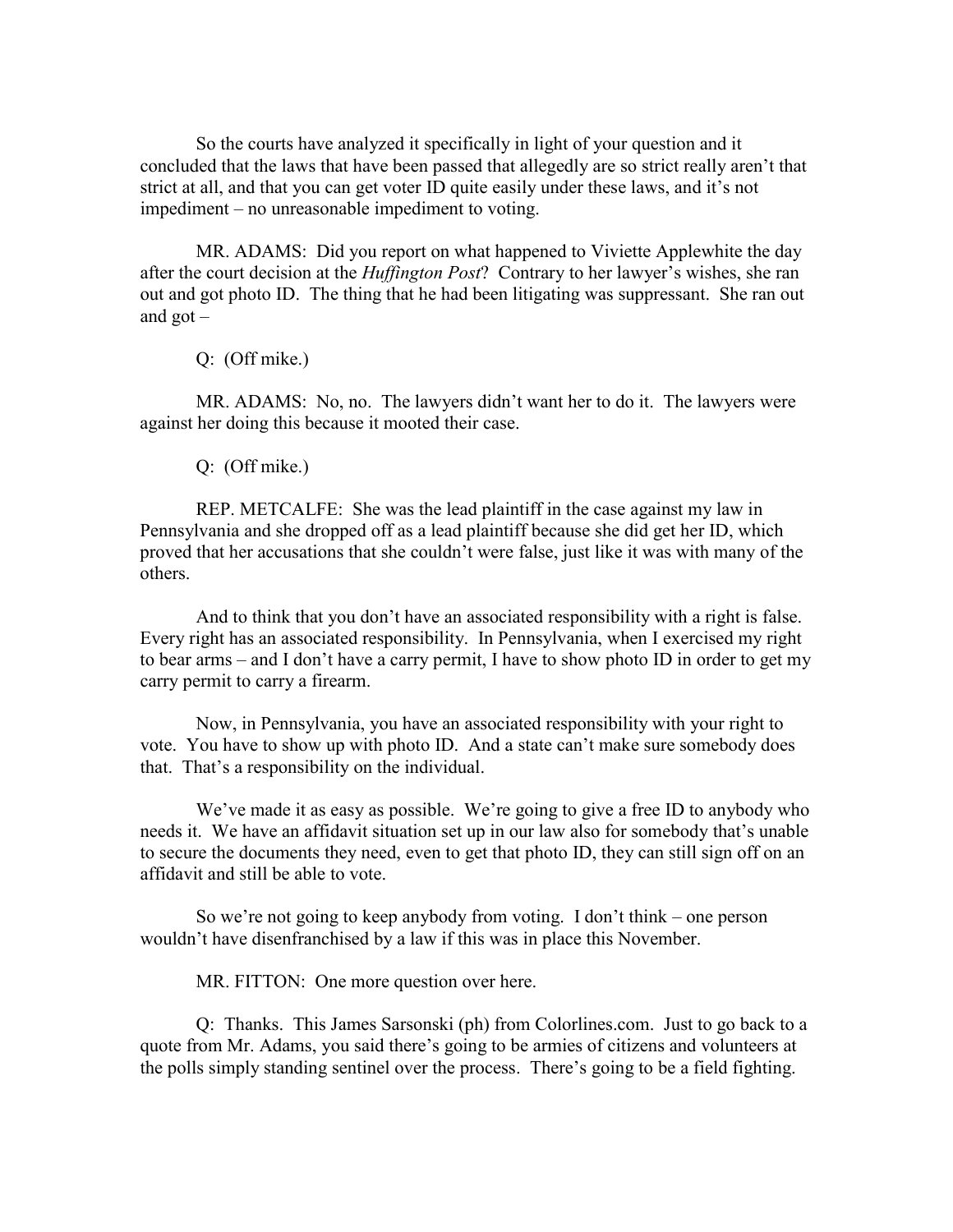So the courts have analyzed it specifically in light of your question and it concluded that the laws that have been passed that allegedly are so strict really aren't that strict at all, and that you can get voter ID quite easily under these laws, and it's not impediment – no unreasonable impediment to voting.

MR. ADAMS: Did you report on what happened to Viviette Applewhite the day after the court decision at the *Huffington Post*? Contrary to her lawyer's wishes, she ran out and got photo ID. The thing that he had been litigating was suppressant. She ran out and got –

Q: (Off mike.)

MR. ADAMS: No, no. The lawyers didn't want her to do it. The lawyers were against her doing this because it mooted their case.

Q: (Off mike.)

REP. METCALFE: She was the lead plaintiff in the case against my law in Pennsylvania and she dropped off as a lead plaintiff because she did get her ID, which proved that her accusations that she couldn't were false, just like it was with many of the others.

And to think that you don't have an associated responsibility with a right is false. Every right has an associated responsibility. In Pennsylvania, when I exercised my right to bear arms – and I don't have a carry permit, I have to show photo ID in order to get my carry permit to carry a firearm.

Now, in Pennsylvania, you have an associated responsibility with your right to vote. You have to show up with photo ID. And a state can't make sure somebody does that. That's a responsibility on the individual.

We've made it as easy as possible. We're going to give a free ID to anybody who needs it. We have an affidavit situation set up in our law also for somebody that's unable to secure the documents they need, even to get that photo ID, they can still sign off on an affidavit and still be able to vote.

So we're not going to keep anybody from voting. I don't think – one person wouldn't have disenfranchised by a law if this was in place this November.

MR. FITTON: One more question over here.

Q: Thanks. This James Sarsonski (ph) from Colorlines.com. Just to go back to a quote from Mr. Adams, you said there's going to be armies of citizens and volunteers at the polls simply standing sentinel over the process. There's going to be a field fighting.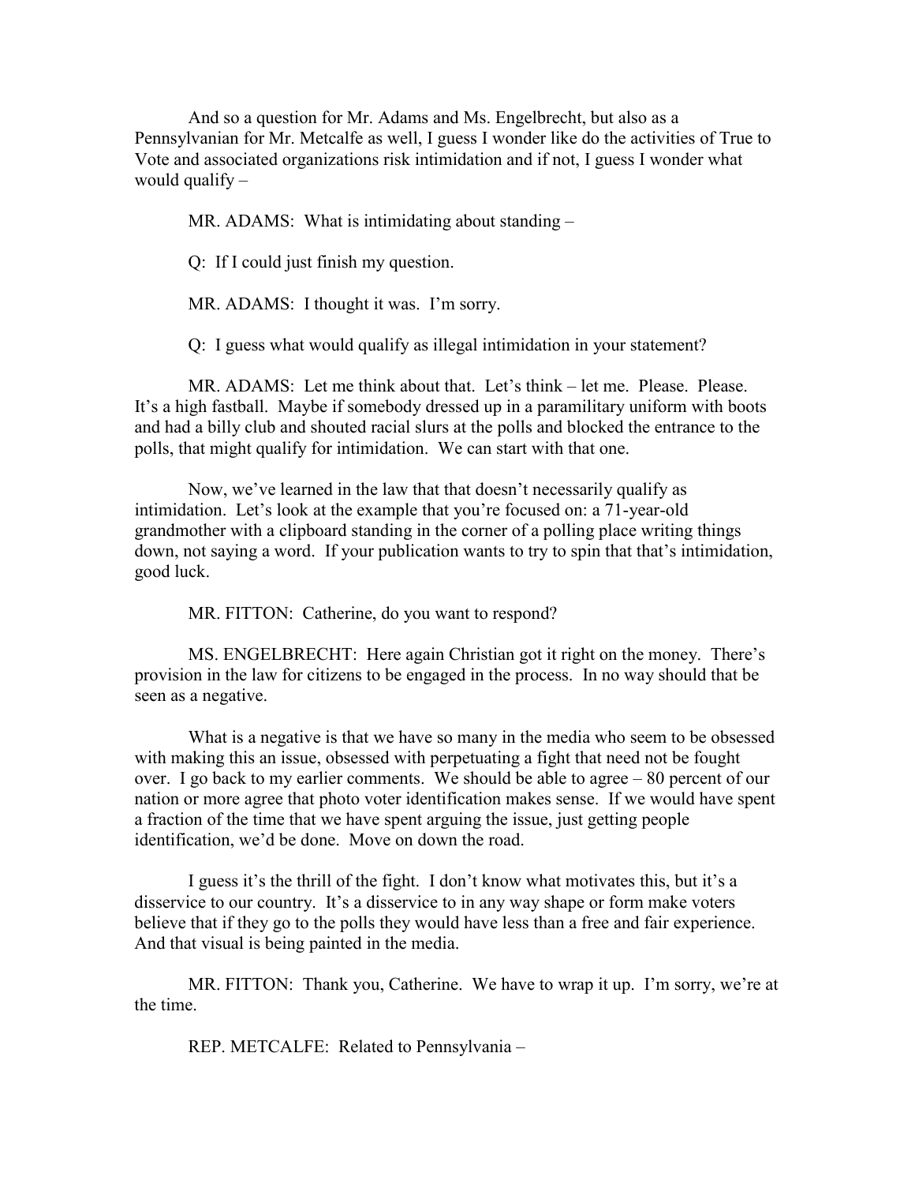And so a question for Mr. Adams and Ms. Engelbrecht, but also as a Pennsylvanian for Mr. Metcalfe as well, I guess I wonder like do the activities of True to Vote and associated organizations risk intimidation and if not, I guess I wonder what would qualify –

MR. ADAMS: What is intimidating about standing –

Q: If I could just finish my question.

MR. ADAMS: I thought it was. I'm sorry.

Q: I guess what would qualify as illegal intimidation in your statement?

MR. ADAMS: Let me think about that. Let's think – let me. Please. Please. It's a high fastball. Maybe if somebody dressed up in a paramilitary uniform with boots and had a billy club and shouted racial slurs at the polls and blocked the entrance to the polls, that might qualify for intimidation. We can start with that one.

Now, we've learned in the law that that doesn't necessarily qualify as intimidation. Let's look at the example that you're focused on: a 71-year-old grandmother with a clipboard standing in the corner of a polling place writing things down, not saying a word. If your publication wants to try to spin that that's intimidation, good luck.

MR. FITTON: Catherine, do you want to respond?

MS. ENGELBRECHT: Here again Christian got it right on the money. There's provision in the law for citizens to be engaged in the process. In no way should that be seen as a negative.

What is a negative is that we have so many in the media who seem to be obsessed with making this an issue, obsessed with perpetuating a fight that need not be fought over. I go back to my earlier comments. We should be able to agree – 80 percent of our nation or more agree that photo voter identification makes sense. If we would have spent a fraction of the time that we have spent arguing the issue, just getting people identification, we'd be done. Move on down the road.

I guess it's the thrill of the fight. I don't know what motivates this, but it's a disservice to our country. It's a disservice to in any way shape or form make voters believe that if they go to the polls they would have less than a free and fair experience. And that visual is being painted in the media.

MR. FITTON: Thank you, Catherine. We have to wrap it up. I'm sorry, we're at the time.

REP. METCALFE: Related to Pennsylvania –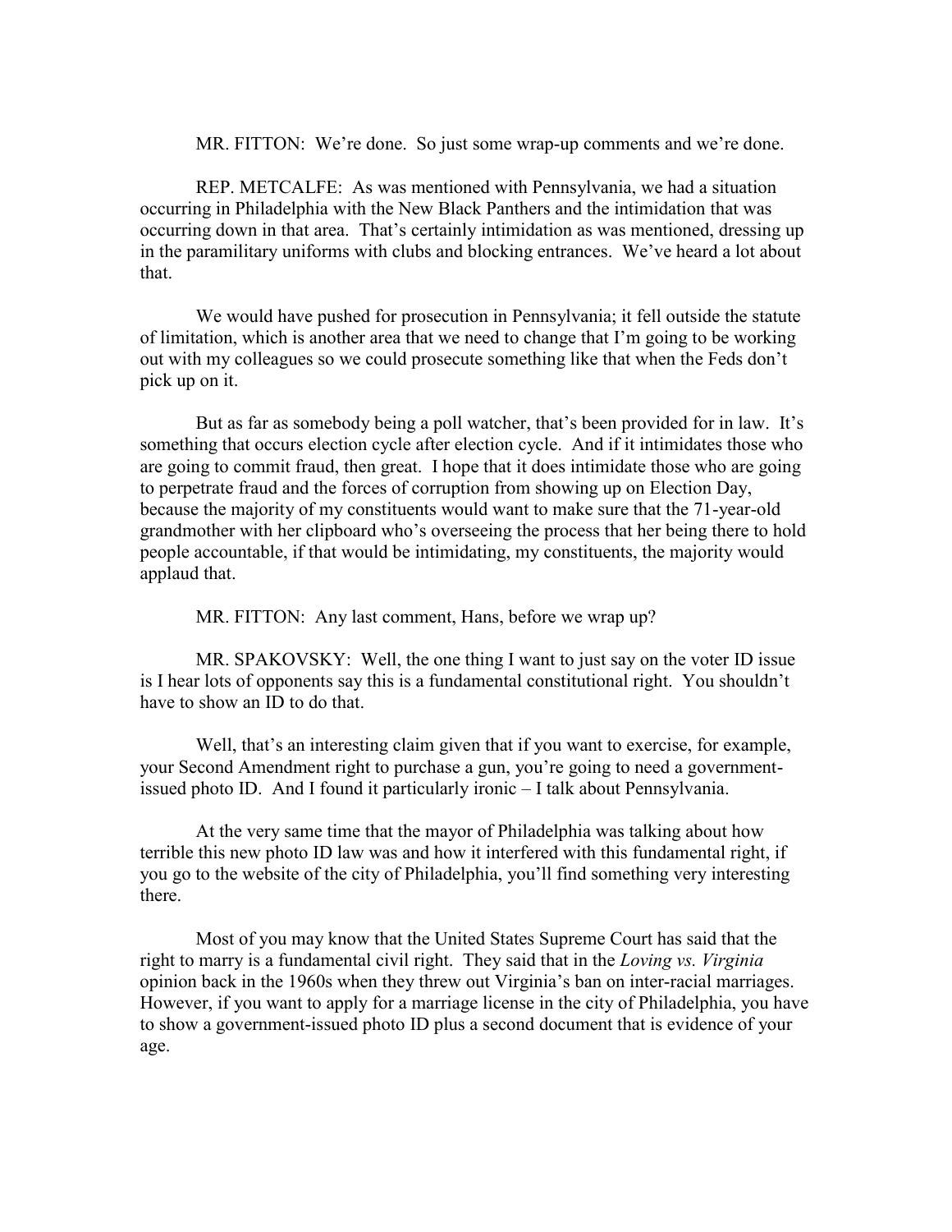MR. FITTON: We're done. So just some wrap-up comments and we're done.

REP. METCALFE: As was mentioned with Pennsylvania, we had a situation occurring in Philadelphia with the New Black Panthers and the intimidation that was occurring down in that area. That's certainly intimidation as was mentioned, dressing up in the paramilitary uniforms with clubs and blocking entrances. We've heard a lot about that.

We would have pushed for prosecution in Pennsylvania; it fell outside the statute of limitation, which is another area that we need to change that I'm going to be working out with my colleagues so we could prosecute something like that when the Feds don't pick up on it.

But as far as somebody being a poll watcher, that's been provided for in law. It's something that occurs election cycle after election cycle. And if it intimidates those who are going to commit fraud, then great. I hope that it does intimidate those who are going to perpetrate fraud and the forces of corruption from showing up on Election Day, because the majority of my constituents would want to make sure that the 71-year-old grandmother with her clipboard who's overseeing the process that her being there to hold people accountable, if that would be intimidating, my constituents, the majority would applaud that.

MR. FITTON: Any last comment, Hans, before we wrap up?

MR. SPAKOVSKY: Well, the one thing I want to just say on the voter ID issue is I hear lots of opponents say this is a fundamental constitutional right. You shouldn't have to show an ID to do that.

Well, that's an interesting claim given that if you want to exercise, for example, your Second Amendment right to purchase a gun, you're going to need a government-issued photo ID. And I found it particularly ironic – I talk about Pennsylvania.

At the very same time that the mayor of Philadelphia was talking about how terrible this new photo ID law was and how it interfered with this fundamental right, if you go to the website of the city of Philadelphia, you'll find something very interesting there.

Most of you may know that the United States Supreme Court has said that the right to marry is a fundamental civil right. They said that in the *Loving vs. Virginia* opinion back in the 1960s when they threw out Virginia's ban on inter-racial marriages. However, if you want to apply for a marriage license in the city of Philadelphia, you have to show a government-issued photo ID plus a second document that is evidence of your age.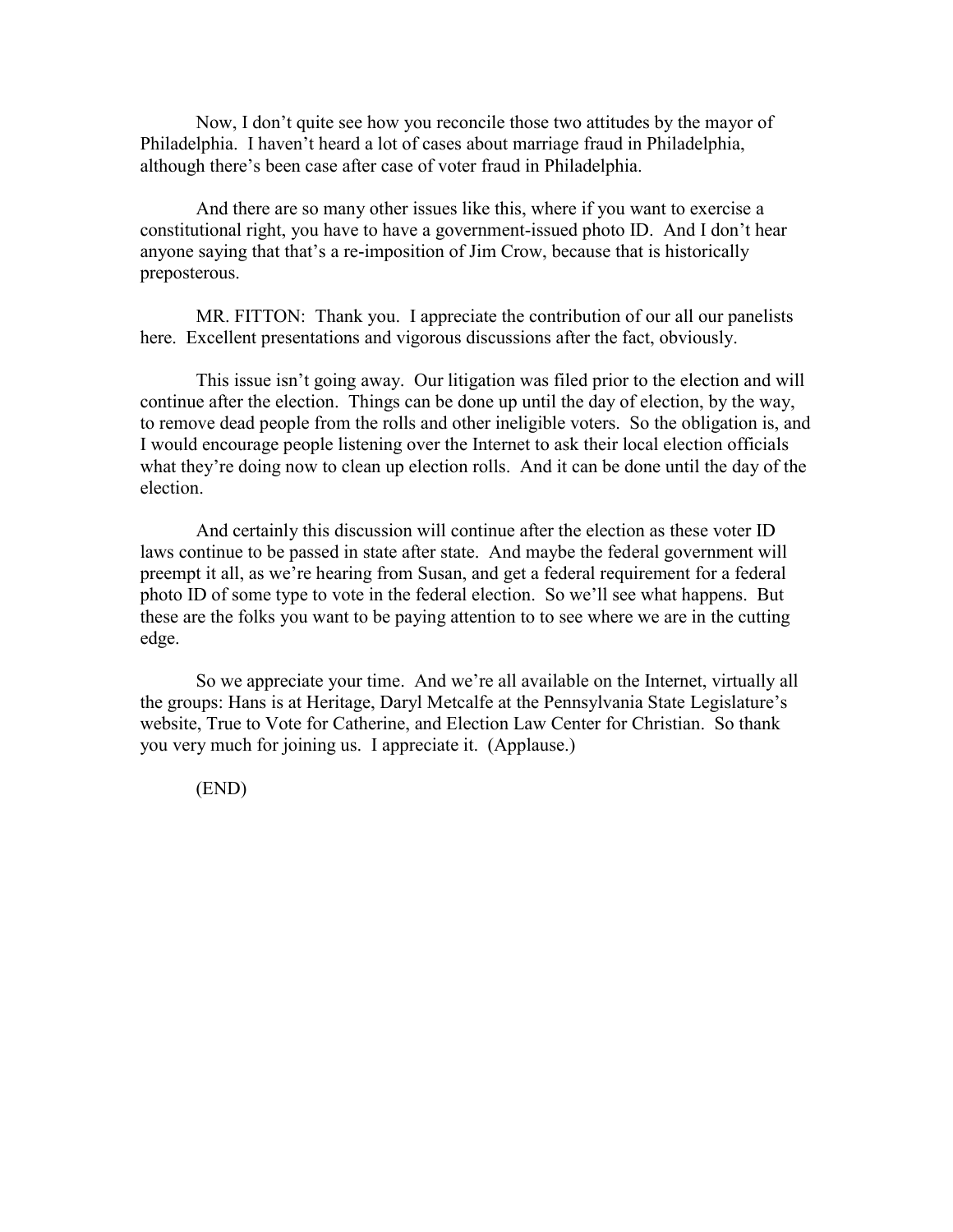Now, I don't quite see how you reconcile those two attitudes by the mayor of Philadelphia. I haven't heard a lot of cases about marriage fraud in Philadelphia, although there's been case after case of voter fraud in Philadelphia.

And there are so many other issues like this, where if you want to exercise a constitutional right, you have to have a government-issued photo ID. And I don't hear anyone saying that that's a re-imposition of Jim Crow, because that is historically preposterous.

MR. FITTON: Thank you. I appreciate the contribution of our all our panelists here. Excellent presentations and vigorous discussions after the fact, obviously.

This issue isn't going away. Our litigation was filed prior to the election and will continue after the election. Things can be done up until the day of election, by the way, to remove dead people from the rolls and other ineligible voters. So the obligation is, and I would encourage people listening over the Internet to ask their local election officials what they're doing now to clean up election rolls. And it can be done until the day of the election.

And certainly this discussion will continue after the election as these voter ID laws continue to be passed in state after state. And maybe the federal government will preempt it all, as we're hearing from Susan, and get a federal requirement for a federal photo ID of some type to vote in the federal election. So we'll see what happens. But these are the folks you want to be paying attention to to see where we are in the cutting edge.

So we appreciate your time. And we're all available on the Internet, virtually all the groups: Hans is at Heritage, Daryl Metcalfe at the Pennsylvania State Legislature's website, True to Vote for Catherine, and Election Law Center for Christian. So thank you very much for joining us. I appreciate it. (Applause.)

(END)